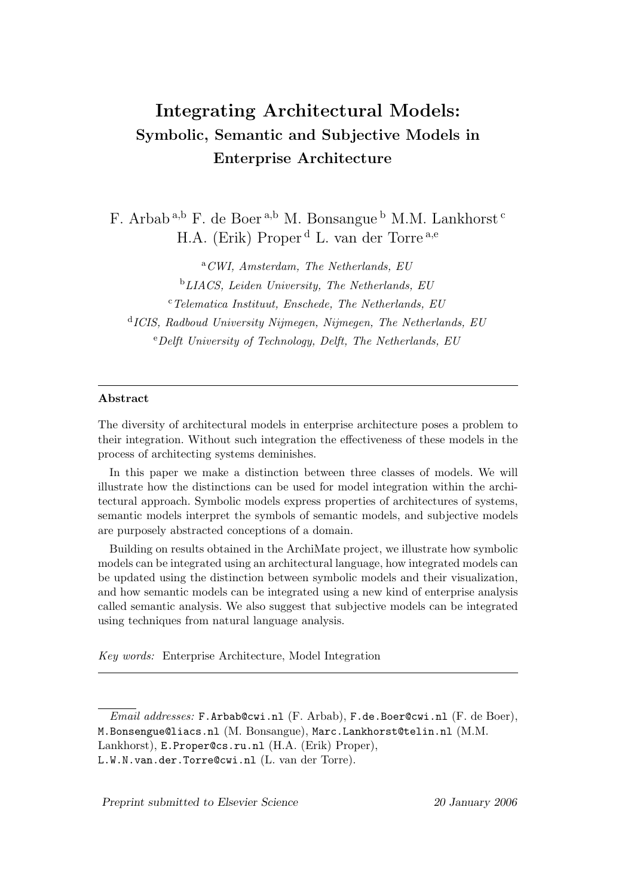# Integrating Architectural Models:

## Symbolic, Semantic and Subjective Models in Enterprise Architecture

F. Arbab [a,b] F. de Boer [a,b] M. Bonsangue [b] M.M. Lankhorst [c] H.A. (Erik) Proper [d] L. van der Torre [a,e]

[a] *CWI, Amsterdam, The Netherlands, EU*

[b] *LIACS, Leiden University, The Netherlands, EU*

[c] *Telematica Instituut, Enschede, The Netherlands, EU*

[d] *ICIS, Radboud University Nijmegen, Nijmegen, The Netherlands, EU*

[e] *Delft University of Technology, Delft, The Netherlands, EU*

---

**Abstract**

The diversity of architectural models in enterprise architecture poses a problem to their integration. Without such integration the effectiveness of these models in the process of architecting systems deminishes.

In this paper we make a distinction between three classes of models. We will illustrate how the distinctions can be used for model integration within the architectural approach. Symbolic models express properties of architectures of systems, semantic models interpret the symbols of semantic models, and subjective models are purposely abstracted conceptions of a domain.

Building on results obtained in the ArchiMate project, we illustrate how symbolic models can be integrated using an architectural language, how integrated models can be updated using the distinction between symbolic models and their visualization, and how semantic models can be integrated using a new kind of enterprise analysis called semantic analysis. We also suggest that subjective models can be integrated using techniques from natural language analysis.

*Key words:* Enterprise Architecture, Model Integration

---

*Email addresses:* `F.Arbab@cwi.nl` (F. Arbab), `F.de.Boer@cwi.nl` (F. de Boer), `M.Bonsengue@liacs.nl` (M. Bonsangue), `Marc.Lankhorst@telin.nl` (M.M. Lankhorst), `E.Proper@cs.ru.nl` (H.A. (Erik) Proper), `L.W.N.van.der.Torre@cwi.nl` (L. van der Torre).

*Preprint submitted to Elsevier Science* *20 January 2006*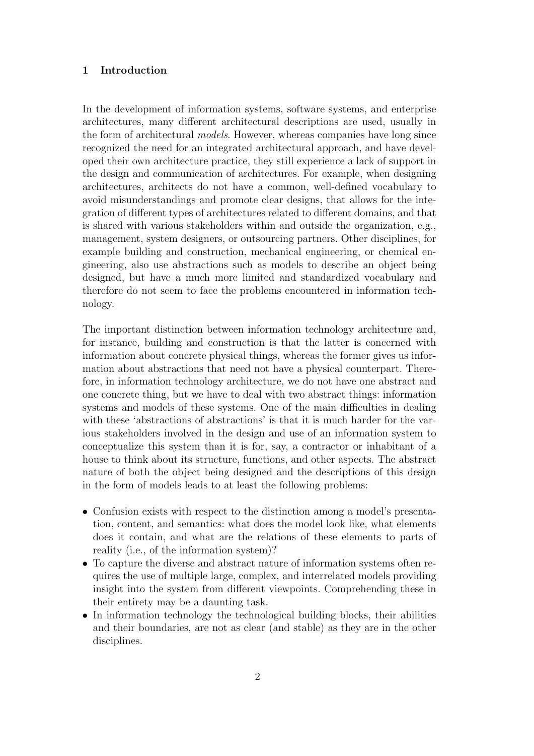## 1 Introduction

In the development of information systems, software systems, and enterprise architectures, many different architectural descriptions are used, usually in the form of architectural *models*. However, whereas companies have long since recognized the need for an integrated architectural approach, and have developed their own architecture practice, they still experience a lack of support in the design and communication of architectures. For example, when designing architectures, architects do not have a common, well-defined vocabulary to avoid misunderstandings and promote clear designs, that allows for the integration of different types of architectures related to different domains, and that is shared with various stakeholders within and outside the organization, e.g., management, system designers, or outsourcing partners. Other disciplines, for example building and construction, mechanical engineering, or chemical engineering, also use abstractions such as models to describe an object being designed, but have a much more limited and standardized vocabulary and therefore do not seem to face the problems encountered in information technology.

The important distinction between information technology architecture and, for instance, building and construction is that the latter is concerned with information about concrete physical things, whereas the former gives us information about abstractions that need not have a physical counterpart. Therefore, in information technology architecture, we do not have one abstract and one concrete thing, but we have to deal with two abstract things: information systems and models of these systems. One of the main difficulties in dealing with these 'abstractions of abstractions' is that it is much harder for the various stakeholders involved in the design and use of an information system to conceptualize this system than it is for, say, a contractor or inhabitant of a house to think about its structure, functions, and other aspects. The abstract nature of both the object being designed and the descriptions of this design in the form of models leads to at least the following problems:

- Confusion exists with respect to the distinction among a model's presentation, content, and semantics: what does the model look like, what elements does it contain, and what are the relations of these elements to parts of reality (i.e., of the information system)?
- To capture the diverse and abstract nature of information systems often requires the use of multiple large, complex, and interrelated models providing insight into the system from different viewpoints. Comprehending these in their entirety may be a daunting task.
- In information technology the technological building blocks, their abilities and their boundaries, are not as clear (and stable) as they are in the other disciplines.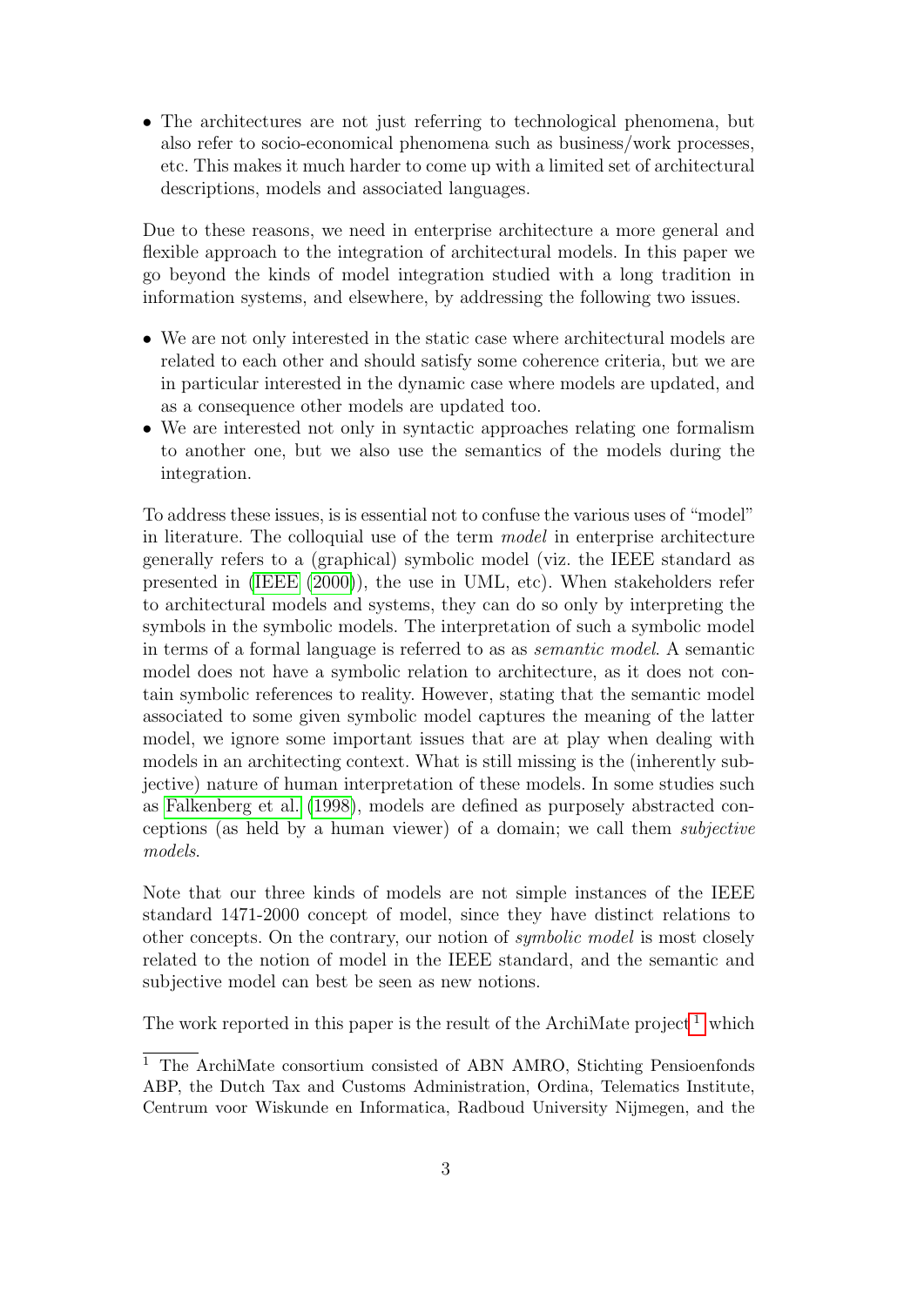- The architectures are not just referring to technological phenomena, but also refer to socio-economical phenomena such as business/work processes, etc. This makes it much harder to come up with a limited set of architectural descriptions, models and associated languages.

Due to these reasons, we need in enterprise architecture a more general and flexible approach to the integration of architectural models. In this paper we go beyond the kinds of model integration studied with a long tradition in information systems, and elsewhere, by addressing the following two issues.

- We are not only interested in the static case where architectural models are related to each other and should satisfy some coherence criteria, but we are in particular interested in the dynamic case where models are updated, and as a consequence other models are updated too.
- We are interested not only in syntactic approaches relating one formalism to another one, but we also use the semantics of the models during the integration.

To address these issues, is is essential not to confuse the various uses of "model" in literature. The colloquial use of the term *model* in enterprise architecture generally refers to a (graphical) symbolic model (viz. the IEEE standard as presented in (IEEE (2000)), the use in UML, etc). When stakeholders refer to architectural models and systems, they can do so only by interpreting the symbols in the symbolic models. The interpretation of such a symbolic model in terms of a formal language is referred to as as *semantic model*. A semantic model does not have a symbolic relation to architecture, as it does not contain symbolic references to reality. However, stating that the semantic model associated to some given symbolic model captures the meaning of the latter model, we ignore some important issues that are at play when dealing with models in an architecting context. What is still missing is the (inherently subjective) nature of human interpretation of these models. In some studies such as Falkenberg et al. (1998), models are defined as purposely abstracted conceptions (as held by a human viewer) of a domain; we call them *subjective models*.

Note that our three kinds of models are not simple instances of the IEEE standard 1471-2000 concept of model, since they have distinct relations to other concepts. On the contrary, our notion of *symbolic model* is most closely related to the notion of model in the IEEE standard, and the semantic and subjective model can best be seen as new notions.

The work reported in this paper is the result of the ArchiMate project [1] which

[1] The ArchiMate consortium consisted of ABN AMRO, Stichting Pensioenfonds ABP, the Dutch Tax and Customs Administration, Ordina, Telematics Institute, Centrum voor Wiskunde en Informatica, Radboud University Nijmegen, and the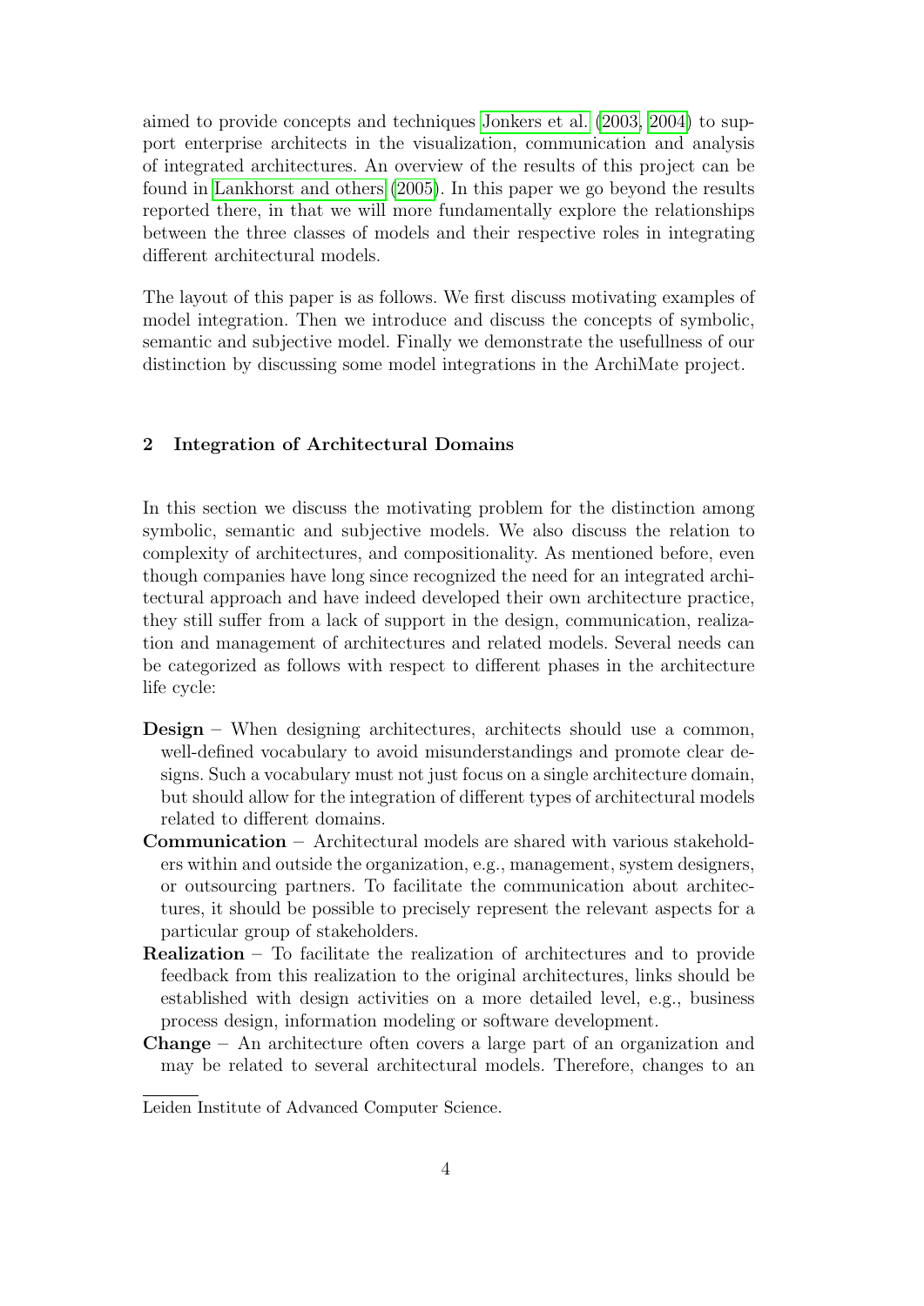aimed to provide concepts and techniques Jonkers et al. (2003, 2004) to support enterprise architects in the visualization, communication and analysis of integrated architectures. An overview of the results of this project can be found in Lankhorst and others (2005). In this paper we go beyond the results reported there, in that we will more fundamentally explore the relationships between the three classes of models and their respective roles in integrating different architectural models.

The layout of this paper is as follows. We first discuss motivating examples of model integration. Then we introduce and discuss the concepts of symbolic, semantic and subjective model. Finally we demonstrate the usefullness of our distinction by discussing some model integrations in the ArchiMate project.

## 2 Integration of Architectural Domains

In this section we discuss the motivating problem for the distinction among symbolic, semantic and subjective models. We also discuss the relation to complexity of architectures, and compositionality. As mentioned before, even though companies have long since recognized the need for an integrated architectural approach and have indeed developed their own architecture practice, they still suffer from a lack of support in the design, communication, realization and management of architectures and related models. Several needs can be categorized as follows with respect to different phases in the architecture life cycle:

- **Design** – When designing architectures, architects should use a common, well-defined vocabulary to avoid misunderstandings and promote clear designs. Such a vocabulary must not just focus on a single architecture domain, but should allow for the integration of different types of architectural models related to different domains.
- **Communication** – Architectural models are shared with various stakeholders within and outside the organization, e.g., management, system designers, or outsourcing partners. To facilitate the communication about architectures, it should be possible to precisely represent the relevant aspects for a particular group of stakeholders.
- **Realization** – To facilitate the realization of architectures and to provide feedback from this realization to the original architectures, links should be established with design activities on a more detailed level, e.g., business process design, information modeling or software development.
- **Change** – An architecture often covers a large part of an organization and may be related to several architectural models. Therefore, changes to an

Leiden Institute of Advanced Computer Science.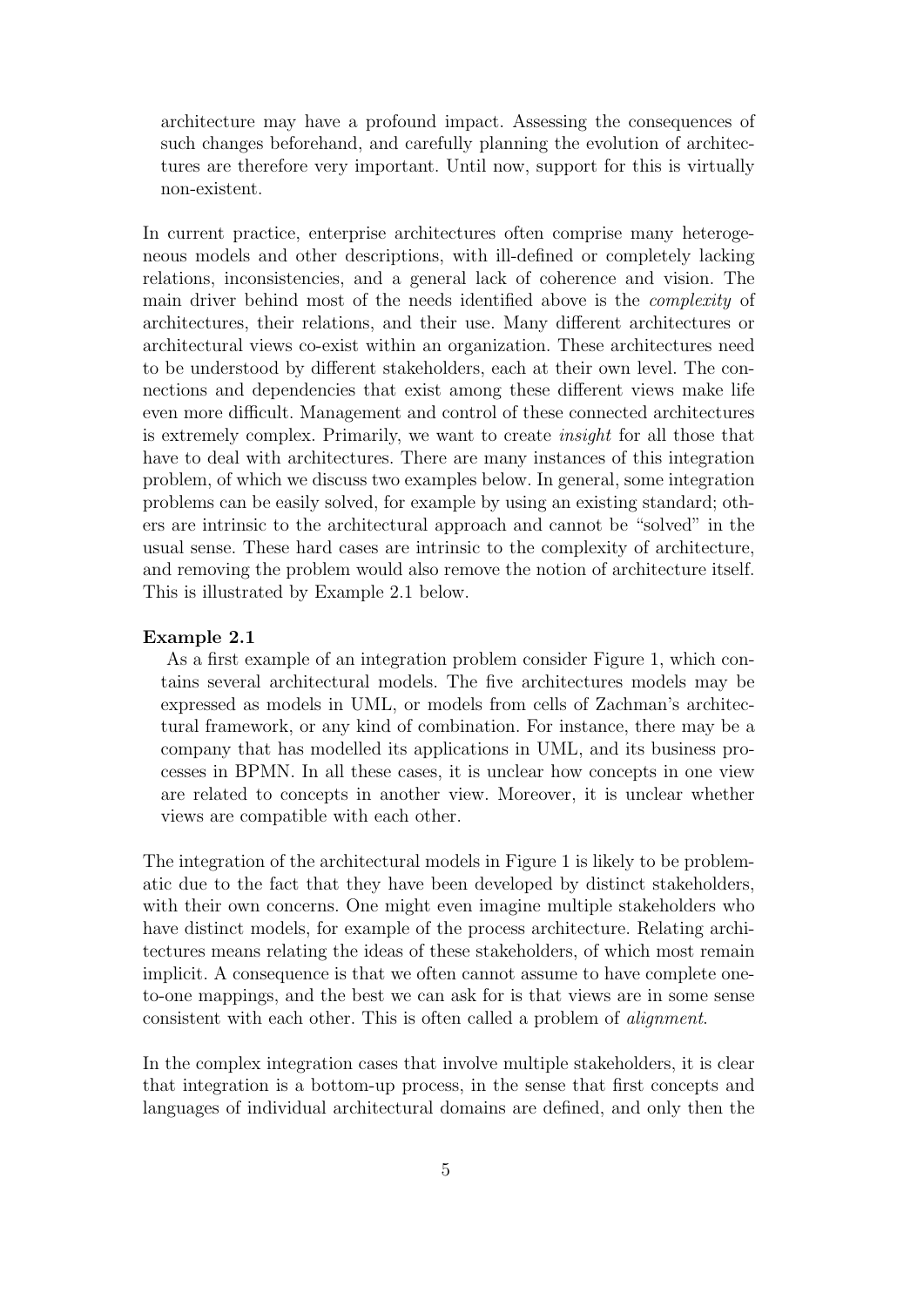architecture may have a profound impact. Assessing the consequences of such changes beforehand, and carefully planning the evolution of architectures are therefore very important. Until now, support for this is virtually non-existent.

In current practice, enterprise architectures often comprise many heterogeneous models and other descriptions, with ill-defined or completely lacking relations, inconsistencies, and a general lack of coherence and vision. The main driver behind most of the needs identified above is the *complexity* of architectures, their relations, and their use. Many different architectures or architectural views co-exist within an organization. These architectures need to be understood by different stakeholders, each at their own level. The connections and dependencies that exist among these different views make life even more difficult. Management and control of these connected architectures is extremely complex. Primarily, we want to create *insight* for all those that have to deal with architectures. There are many instances of this integration problem, of which we discuss two examples below. In general, some integration problems can be easily solved, for example by using an existing standard; others are intrinsic to the architectural approach and cannot be "solved" in the usual sense. These hard cases are intrinsic to the complexity of architecture, and removing the problem would also remove the notion of architecture itself. This is illustrated by Example 2.1 below.

**Example 2.1**

As a first example of an integration problem consider Figure 1, which contains several architectural models. The five architectures models may be expressed as models in UML, or models from cells of Zachman's architectural framework, or any kind of combination. For instance, there may be a company that has modelled its applications in UML, and its business processes in BPMN. In all these cases, it is unclear how concepts in one view are related to concepts in another view. Moreover, it is unclear whether views are compatible with each other.

The integration of the architectural models in Figure 1 is likely to be problematic due to the fact that they have been developed by distinct stakeholders, with their own concerns. One might even imagine multiple stakeholders who have distinct models, for example of the process architecture. Relating architectures means relating the ideas of these stakeholders, of which most remain implicit. A consequence is that we often cannot assume to have complete one-to-one mappings, and the best we can ask for is that views are in some sense consistent with each other. This is often called a problem of *alignment*.

In the complex integration cases that involve multiple stakeholders, it is clear that integration is a bottom-up process, in the sense that first concepts and languages of individual architectural domains are defined, and only then the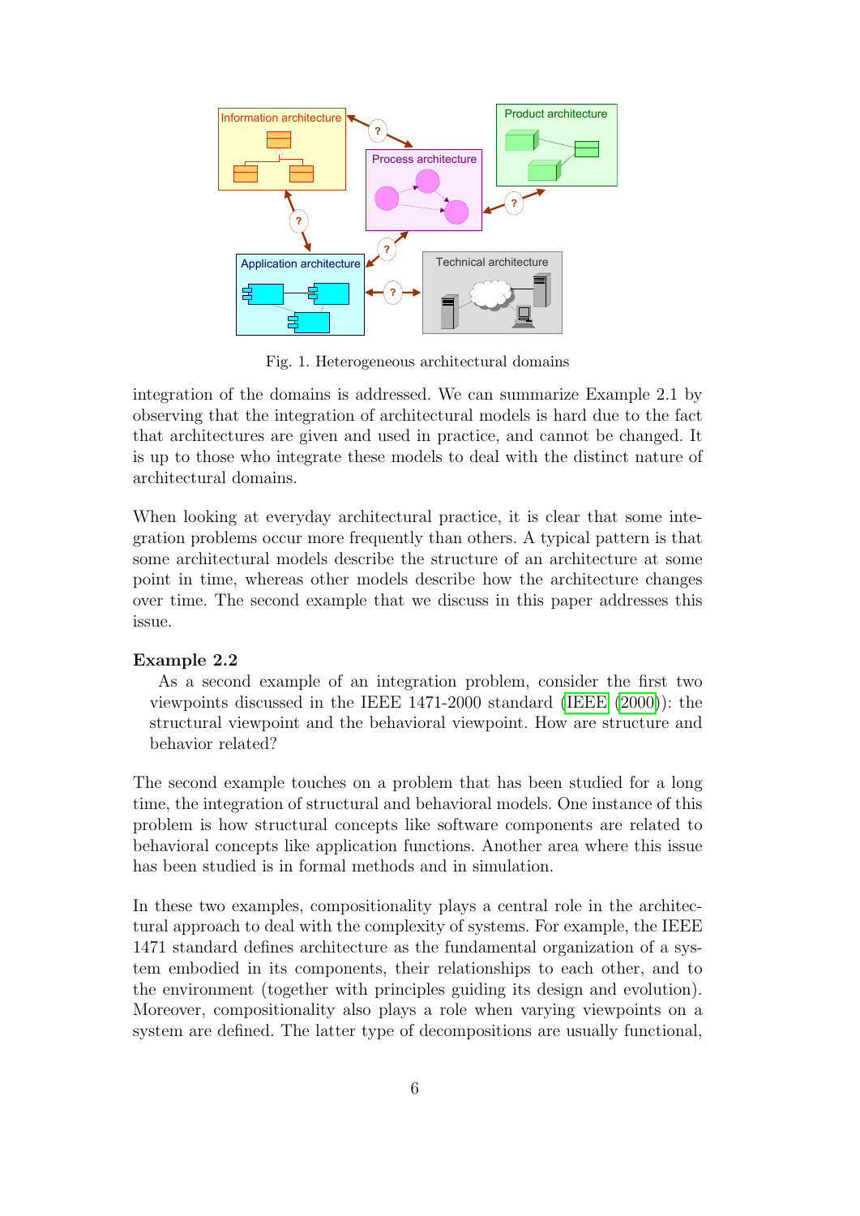Fig. 1. Heterogeneous architectural domains

integration of the domains is addressed. We can summarize Example 2.1 by observing that the integration of architectural models is hard due to the fact that architectures are given and used in practice, and cannot be changed. It is up to those who integrate these models to deal with the distinct nature of architectural domains.

When looking at everyday architectural practice, it is clear that some integration problems occur more frequently than others. A typical pattern is that some architectural models describe the structure of an architecture at some point in time, whereas other models describe how the architecture changes over time. The second example that we discuss in this paper addresses this issue.

**Example 2.2**

As a second example of an integration problem, consider the first two viewpoints discussed in the IEEE 1471-2000 standard (IEEE (2000)): the structural viewpoint and the behavioral viewpoint. How are structure and behavior related?

The second example touches on a problem that has been studied for a long time, the integration of structural and behavioral models. One instance of this problem is how structural concepts like software components are related to behavioral concepts like application functions. Another area where this issue has been studied is in formal methods and in simulation.

In these two examples, compositionality plays a central role in the architectural approach to deal with the complexity of systems. For example, the IEEE 1471 standard defines architecture as the fundamental organization of a system embodied in its components, their relationships to each other, and to the environment (together with principles guiding its design and evolution). Moreover, compositionality also plays a role when varying viewpoints on a system are defined. The latter type of decompositions are usually functional,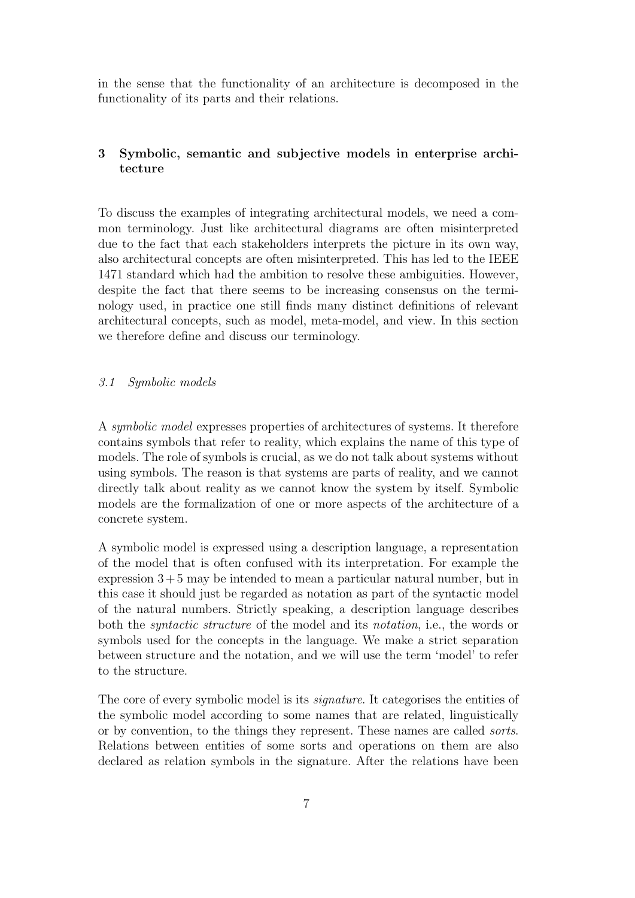in the sense that the functionality of an architecture is decomposed in the functionality of its parts and their relations.

## 3 Symbolic, semantic and subjective models in enterprise architecture

To discuss the examples of integrating architectural models, we need a common terminology. Just like architectural diagrams are often misinterpreted due to the fact that each stakeholders interprets the picture in its own way, also architectural concepts are often misinterpreted. This has led to the IEEE 1471 standard which had the ambition to resolve these ambiguities. However, despite the fact that there seems to be increasing consensus on the terminology used, in practice one still finds many distinct definitions of relevant architectural concepts, such as model, meta-model, and view. In this section we therefore define and discuss our terminology.

### *3.1 Symbolic models*

A *symbolic model* expresses properties of architectures of systems. It therefore contains symbols that refer to reality, which explains the name of this type of models. The role of symbols is crucial, as we do not talk about systems without using symbols. The reason is that systems are parts of reality, and we cannot directly talk about reality as we cannot know the system by itself. Symbolic models are the formalization of one or more aspects of the architecture of a concrete system.

A symbolic model is expressed using a description language, a representation of the model that is often confused with its interpretation. For example the expression $3+5$ may be intended to mean a particular natural number, but in this case it should just be regarded as notation as part of the syntactic model of the natural numbers. Strictly speaking, a description language describes both the *syntactic structure* of the model and its *notation*, i.e., the words or symbols used for the concepts in the language. We make a strict separation between structure and the notation, and we will use the term 'model' to refer to the structure.

The core of every symbolic model is its *signature*. It categorises the entities of the symbolic model according to some names that are related, linguistically or by convention, to the things they represent. These names are called *sorts*. Relations between entities of some sorts and operations on them are also declared as relation symbols in the signature. After the relations have been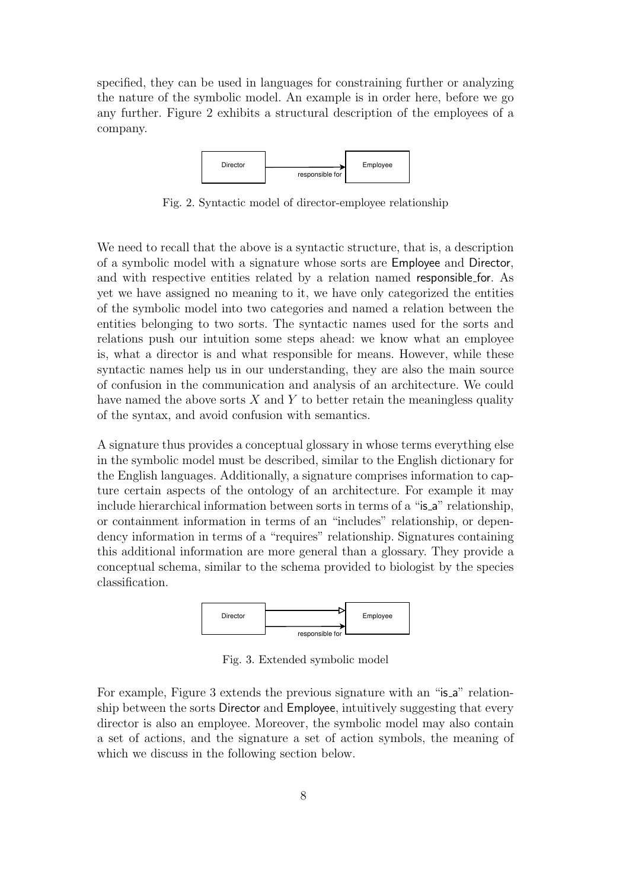specified, they can be used in languages for constraining further or analyzing the nature of the symbolic model. An example is in order here, before we go any further. Figure 2 exhibits a structural description of the employees of a company.

Director

responsible for

Employee

Fig. 2. Syntactic model of director-employee relationship

We need to recall that the above is a syntactic structure, that is, a description of a symbolic model with a signature whose sorts are Employee and Director, and with respective entities related by a relation named responsible_for. As yet we have assigned no meaning to it, we have only categorized the entities of the symbolic model into two categories and named a relation between the entities belonging to two sorts. The syntactic names used for the sorts and relations push our intuition some steps ahead: we know what an employee is, what a director is and what responsible for means. However, while these syntactic names help us in our understanding, they are also the main source of confusion in the communication and analysis of an architecture. We could have named the above sorts $X$ and $Y$ to better retain the meaningless quality of the syntax, and avoid confusion with semantics.

A signature thus provides a conceptual glossary in whose terms everything else in the symbolic model must be described, similar to the English dictionary for the English languages. Additionally, a signature comprises information to capture certain aspects of the ontology of an architecture. For example it may include hierarchical information between sorts in terms of a "is_a" relationship, or containment information in terms of an "includes" relationship, or dependency information in terms of a "requires" relationship. Signatures containing this additional information are more general than a glossary. They provide a conceptual schema, similar to the schema provided to biologist by the species classification.

Director

responsible for

Employee

Fig. 3. Extended symbolic model

For example, Figure 3 extends the previous signature with an "is_a" relationship between the sorts Director and Employee, intuitively suggesting that every director is also an employee. Moreover, the symbolic model may also contain a set of actions, and the signature a set of action symbols, the meaning of which we discuss in the following section below.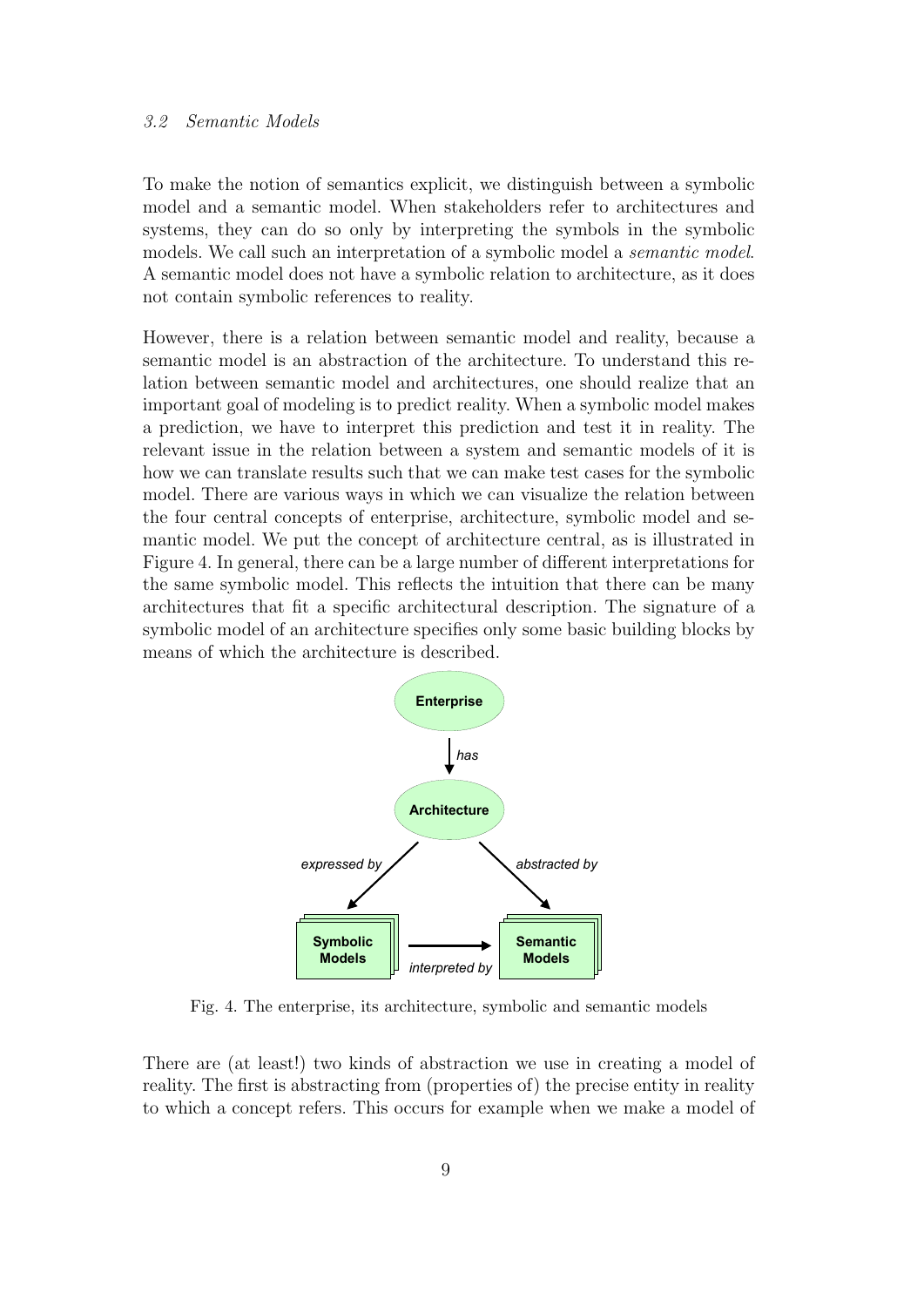### 3.2 Semantic Models

To make the notion of semantics explicit, we distinguish between a symbolic model and a semantic model. When stakeholders refer to architectures and systems, they can do so only by interpreting the symbols in the symbolic models. We call such an interpretation of a symbolic model a *semantic model*. A semantic model does not have a symbolic relation to architecture, as it does not contain symbolic references to reality.

However, there is a relation between semantic model and reality, because a semantic model is an abstraction of the architecture. To understand this relation between semantic model and architectures, one should realize that an important goal of modeling is to predict reality. When a symbolic model makes a prediction, we have to interpret this prediction and test it in reality. The relevant issue in the relation between a system and semantic models of it is how we can translate results such that we can make test cases for the symbolic model. There are various ways in which we can visualize the relation between the four central concepts of enterprise, architecture, symbolic model and semantic model. We put the concept of architecture central, as is illustrated in Figure 4. In general, there can be a large number of different interpretations for the same symbolic model. This reflects the intuition that there can be many architectures that fit a specific architectural description. The signature of a symbolic model of an architecture specifies only some basic building blocks by means of which the architecture is described.

Enterprise

has

Architecture

expressed by

abstracted by

Symbolic Models

interpreted by

Semantic Models

Fig. 4. The enterprise, its architecture, symbolic and semantic models

There are (at least!) two kinds of abstraction we use in creating a model of reality. The first is abstracting from (properties of) the precise entity in reality to which a concept refers. This occurs for example when we make a model of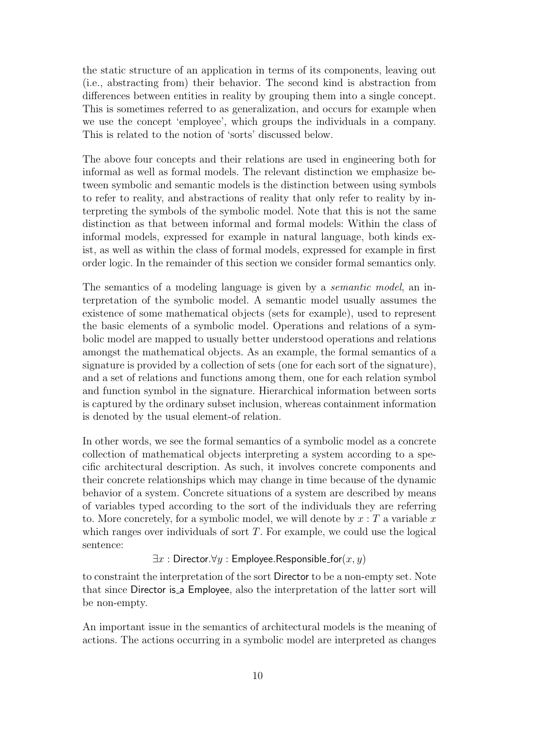the static structure of an application in terms of its components, leaving out (i.e., abstracting from) their behavior. The second kind is abstraction from differences between entities in reality by grouping them into a single concept. This is sometimes referred to as generalization, and occurs for example when we use the concept 'employee', which groups the individuals in a company. This is related to the notion of 'sorts' discussed below.

The above four concepts and their relations are used in engineering both for informal as well as formal models. The relevant distinction we emphasize between symbolic and semantic models is the distinction between using symbols to refer to reality, and abstractions of reality that only refer to reality by interpreting the symbols of the symbolic model. Note that this is not the same distinction as that between informal and formal models: Within the class of informal models, expressed for example in natural language, both kinds exist, as well as within the class of formal models, expressed for example in first order logic. In the remainder of this section we consider formal semantics only.

The semantics of a modeling language is given by a *semantic model*, an interpretation of the symbolic model. A semantic model usually assumes the existence of some mathematical objects (sets for example), used to represent the basic elements of a symbolic model. Operations and relations of a symbolic model are mapped to usually better understood operations and relations amongst the mathematical objects. As an example, the formal semantics of a signature is provided by a collection of sets (one for each sort of the signature), and a set of relations and functions among them, one for each relation symbol and function symbol in the signature. Hierarchical information between sorts is captured by the ordinary subset inclusion, whereas containment information is denoted by the usual element-of relation.

In other words, we see the formal semantics of a symbolic model as a concrete collection of mathematical objects interpreting a system according to a specific architectural description. As such, it involves concrete components and their concrete relationships which may change in time because of the dynamic behavior of a system. Concrete situations of a system are described by means of variables typed according to the sort of the individuals they are referring to. More concretely, for a symbolic model, we will denote by $x : T$ a variable $x$ which ranges over individuals of sort $T$. For example, we could use the logical sentence:

$$\exists x : \mathsf{Director}.\forall y : \mathsf{Employee}.\mathsf{Responsible\_for}(x, y)$$

to constraint the interpretation of the sort Director to be a non-empty set. Note that since Director is_a Employee, also the interpretation of the latter sort will be non-empty.

An important issue in the semantics of architectural models is the meaning of actions. The actions occurring in a symbolic model are interpreted as changes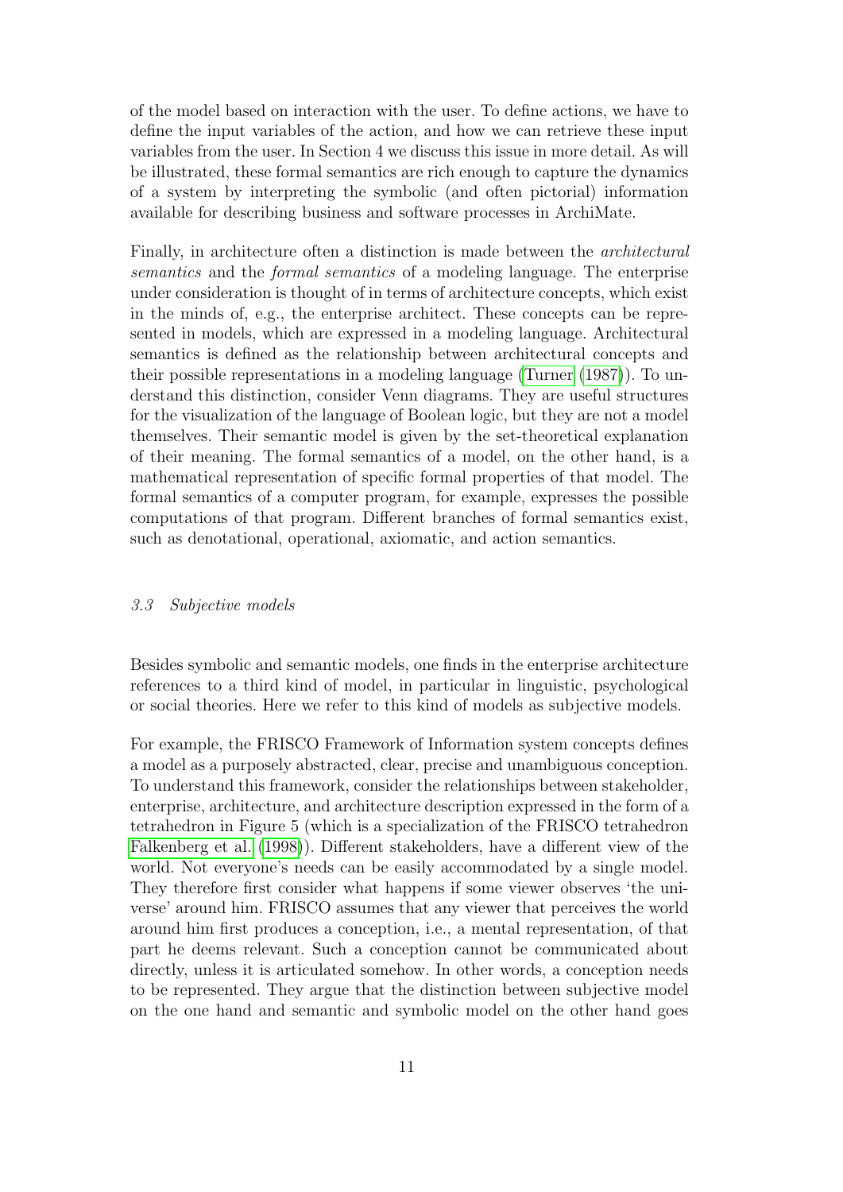of the model based on interaction with the user. To define actions, we have to define the input variables of the action, and how we can retrieve these input variables from the user. In Section 4 we discuss this issue in more detail. As will be illustrated, these formal semantics are rich enough to capture the dynamics of a system by interpreting the symbolic (and often pictorial) information available for describing business and software processes in ArchiMate.

Finally, in architecture often a distinction is made between the *architectural semantics* and the *formal semantics* of a modeling language. The enterprise under consideration is thought of in terms of architecture concepts, which exist in the minds of, e.g., the enterprise architect. These concepts can be represented in models, which are expressed in a modeling language. Architectural semantics is defined as the relationship between architectural concepts and their possible representations in a modeling language (Turner (1987)). To understand this distinction, consider Venn diagrams. They are useful structures for the visualization of the language of Boolean logic, but they are not a model themselves. Their semantic model is given by the set-theoretical explanation of their meaning. The formal semantics of a model, on the other hand, is a mathematical representation of specific formal properties of that model. The formal semantics of a computer program, for example, expresses the possible computations of that program. Different branches of formal semantics exist, such as denotational, operational, axiomatic, and action semantics.

### *3.3 Subjective models*

Besides symbolic and semantic models, one finds in the enterprise architecture references to a third kind of model, in particular in linguistic, psychological or social theories. Here we refer to this kind of models as subjective models.

For example, the FRISCO Framework of Information system concepts defines a model as a purposely abstracted, clear, precise and unambiguous conception. To understand this framework, consider the relationships between stakeholder, enterprise, architecture, and architecture description expressed in the form of a tetrahedron in Figure 5 (which is a specialization of the FRISCO tetrahedron Falkenberg et al. (1998)). Different stakeholders, have a different view of the world. Not everyone's needs can be easily accommodated by a single model. They therefore first consider what happens if some viewer observes 'the universe' around him. FRISCO assumes that any viewer that perceives the world around him first produces a conception, i.e., a mental representation, of that part he deems relevant. Such a conception cannot be communicated about directly, unless it is articulated somehow. In other words, a conception needs to be represented. They argue that the distinction between subjective model on the one hand and semantic and symbolic model on the other hand goes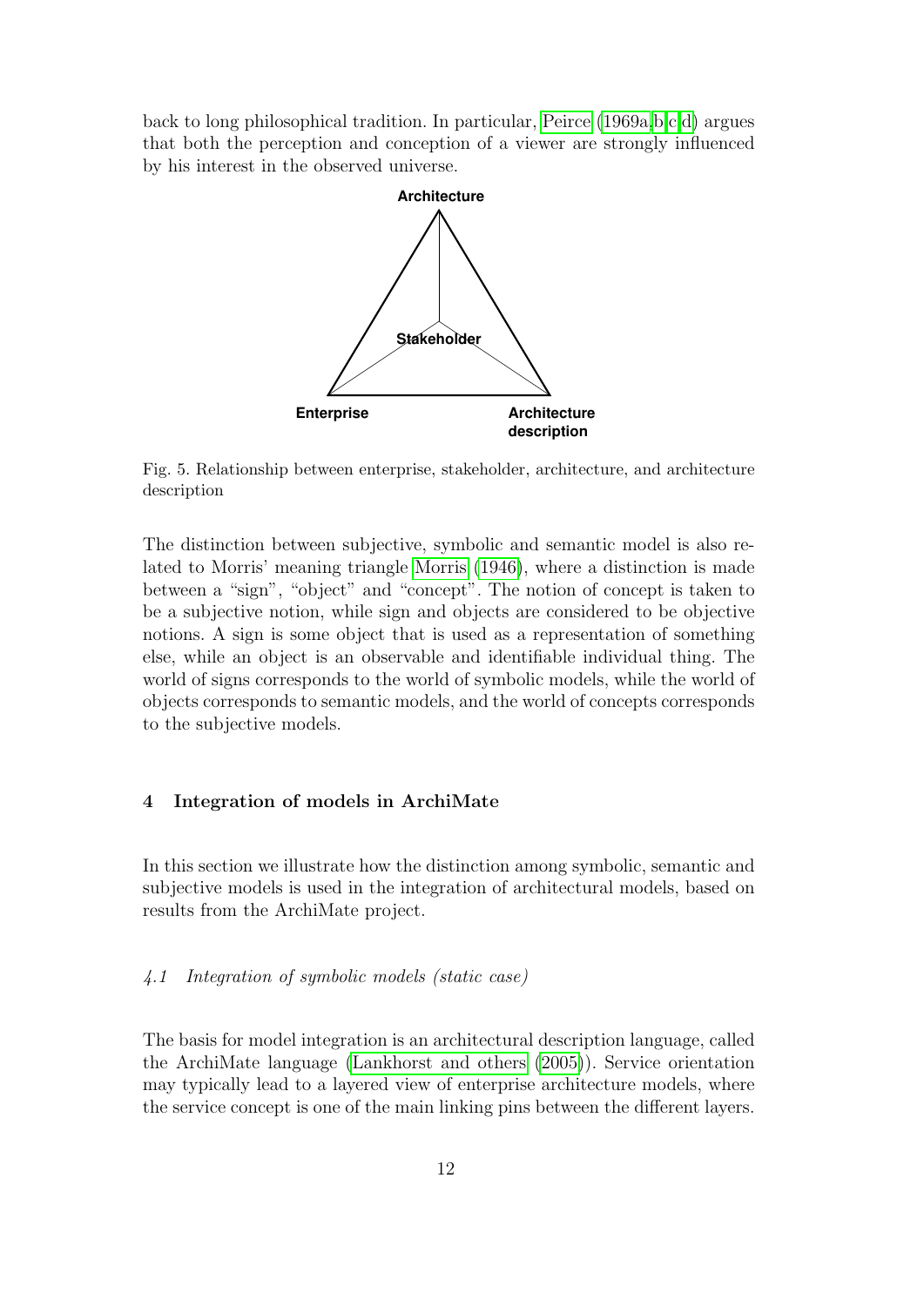back to long philosophical tradition. In particular, Peirce (1969a,b,c,d) argues that both the perception and conception of a viewer are strongly influenced by his interest in the observed universe.

Architecture

Stakeholder

Enterprise

Architecture description

Fig. 5. Relationship between enterprise, stakeholder, architecture, and architecture description

The distinction between subjective, symbolic and semantic model is also related to Morris' meaning triangle Morris (1946), where a distinction is made between a "sign", "object" and "concept". The notion of concept is taken to be a subjective notion, while sign and objects are considered to be objective notions. A sign is some object that is used as a representation of something else, while an object is an observable and identifiable individual thing. The world of signs corresponds to the world of symbolic models, while the world of objects corresponds to semantic models, and the world of concepts corresponds to the subjective models.

## 4 Integration of models in ArchiMate

In this section we illustrate how the distinction among symbolic, semantic and subjective models is used in the integration of architectural models, based on results from the ArchiMate project.

### *4.1 Integration of symbolic models (static case)*

The basis for model integration is an architectural description language, called the ArchiMate language (Lankhorst and others (2005)). Service orientation may typically lead to a layered view of enterprise architecture models, where the service concept is one of the main linking pins between the different layers.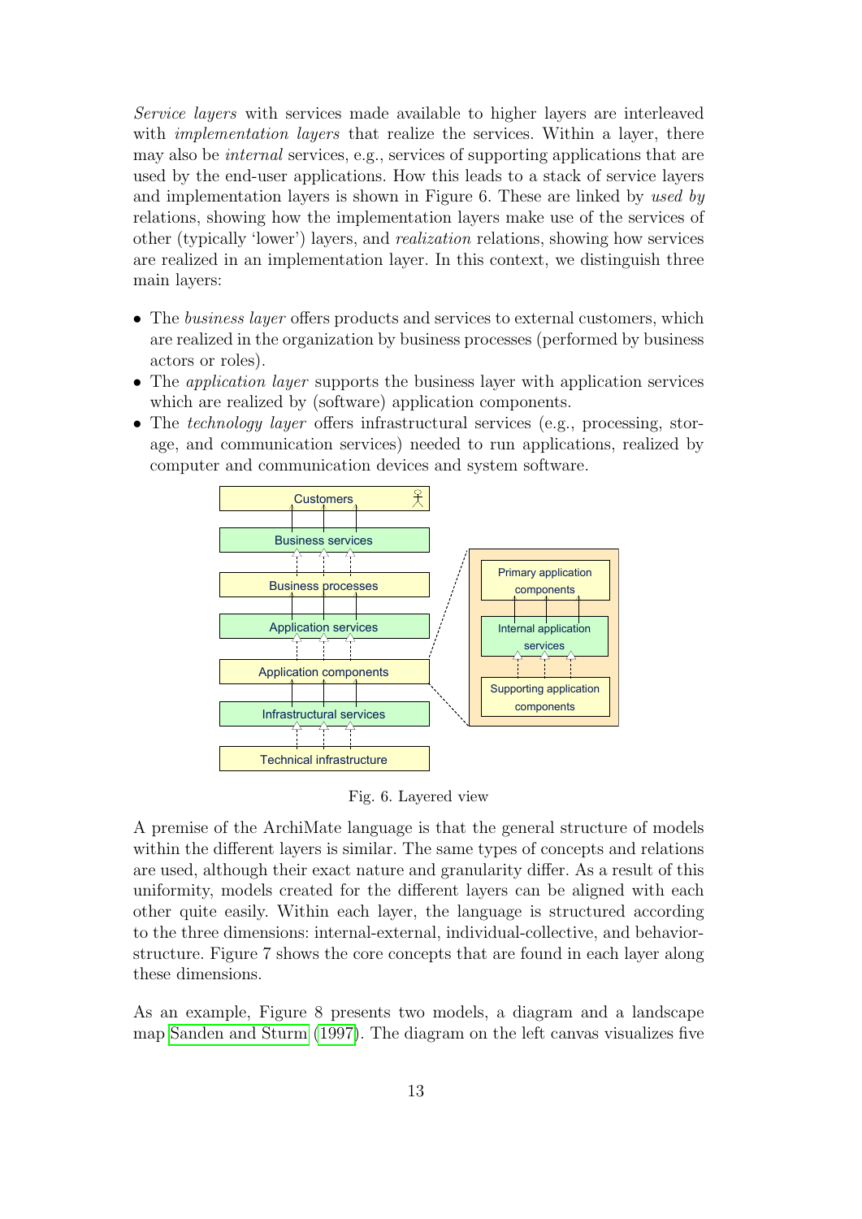*Service layers* with services made available to higher layers are interleaved with *implementation layers* that realize the services. Within a layer, there may also be *internal* services, e.g., services of supporting applications that are used by the end-user applications. How this leads to a stack of service layers and implementation layers is shown in Figure 6. These are linked by *used by* relations, showing how the implementation layers make use of the services of other (typically 'lower') layers, and *realization* relations, showing how services are realized in an implementation layer. In this context, we distinguish three main layers:

- The *business layer* offers products and services to external customers, which are realized in the organization by business processes (performed by business actors or roles).
- The *application layer* supports the business layer with application services which are realized by (software) application components.
- The *technology layer* offers infrastructural services (e.g., processing, storage, and communication services) needed to run applications, realized by computer and communication devices and system software.

Customers
Business services
Business processes
Application services
Application components
Infrastructural services
Technical infrastructure
Primary application components
Internal application services
Supporting application components

Fig. 6. Layered view

A premise of the ArchiMate language is that the general structure of models within the different layers is similar. The same types of concepts and relations are used, although their exact nature and granularity differ. As a result of this uniformity, models created for the different layers can be aligned with each other quite easily. Within each layer, the language is structured according to the three dimensions: internal-external, individual-collective, and behavior-structure. Figure 7 shows the core concepts that are found in each layer along these dimensions.

As an example, Figure 8 presents two models, a diagram and a landscape map Sanden and Sturm (1997). The diagram on the left canvas visualizes five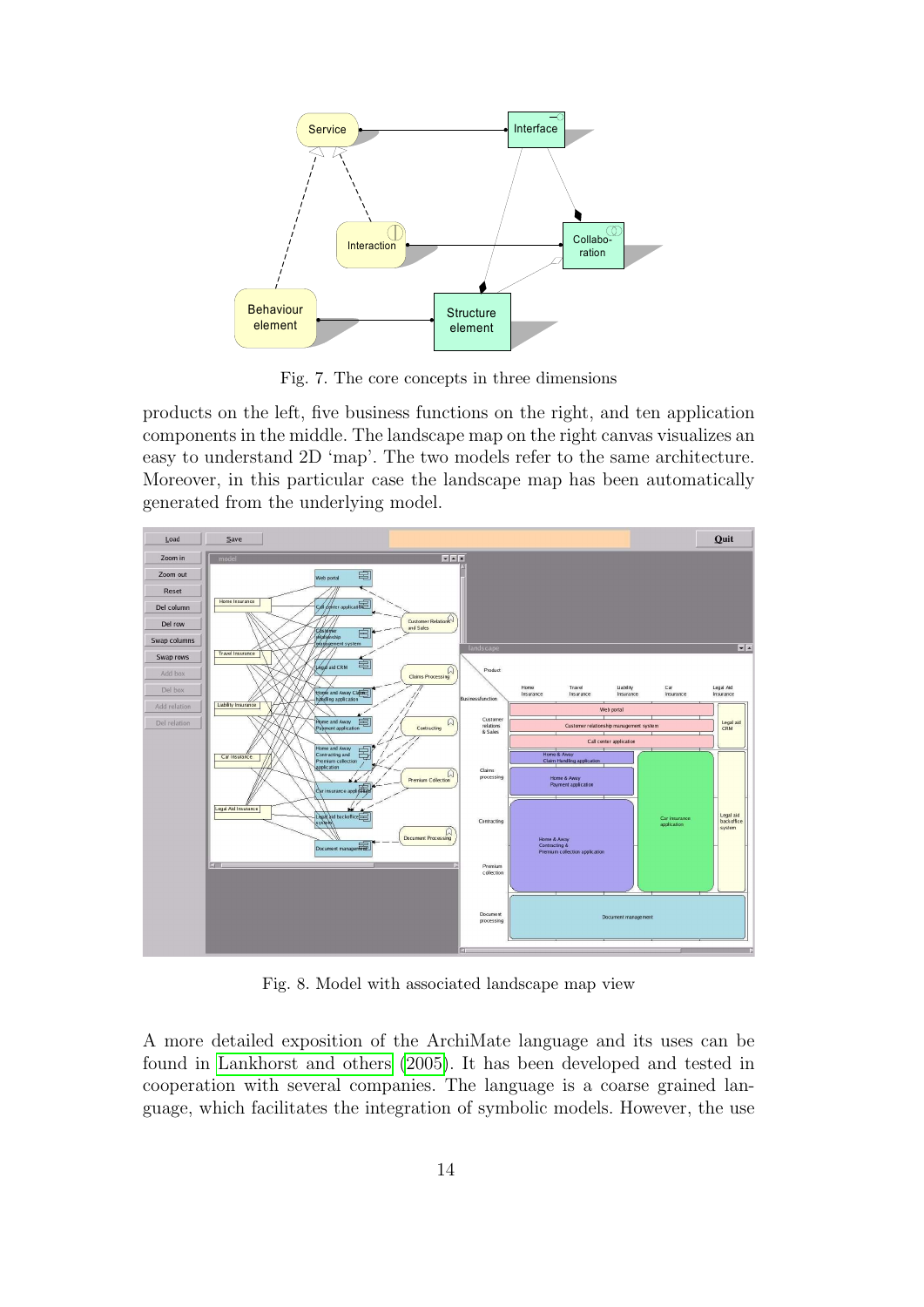Fig. 7. The core concepts in three dimensions

products on the left, five business functions on the right, and ten application components in the middle. The landscape map on the right canvas visualizes an easy to understand 2D 'map'. The two models refer to the same architecture. Moreover, in this particular case the landscape map has been automatically generated from the underlying model.

Fig. 8. Model with associated landscape map view

A more detailed exposition of the ArchiMate language and its uses can be found in Lankhorst and others (2005). It has been developed and tested in cooperation with several companies. The language is a coarse grained language, which facilitates the integration of symbolic models. However, the use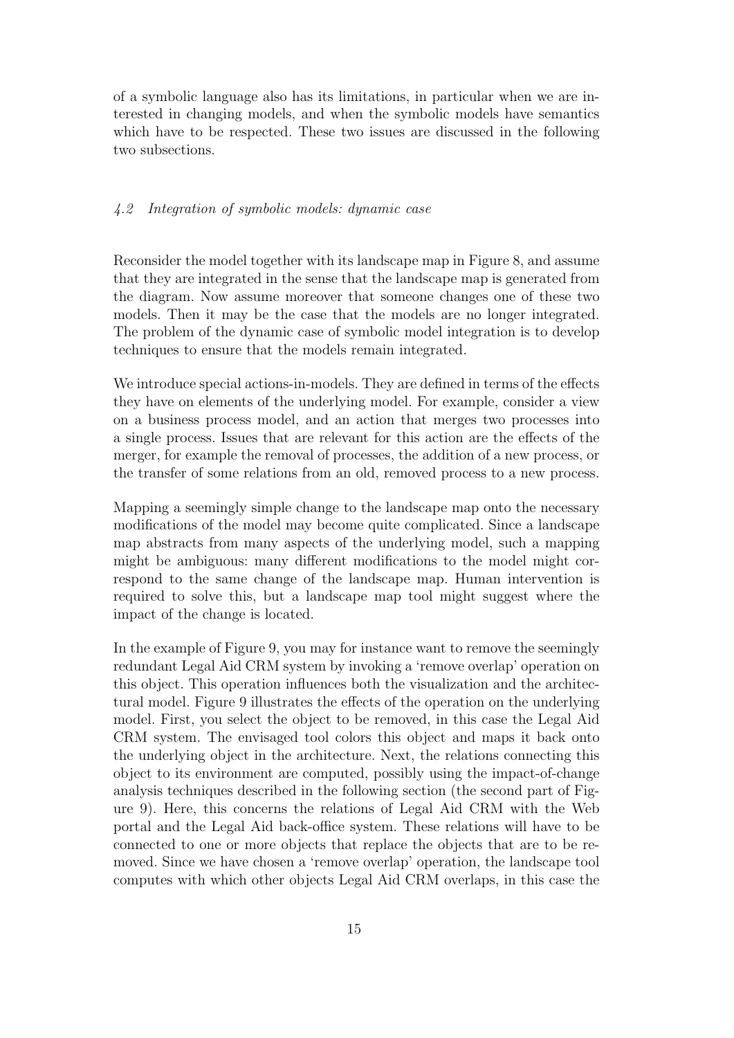of a symbolic language also has its limitations, in particular when we are interested in changing models, and when the symbolic models have semantics which have to be respected. These two issues are discussed in the following two subsections.

### *4.2 Integration of symbolic models: dynamic case*

Reconsider the model together with its landscape map in Figure 8, and assume that they are integrated in the sense that the landscape map is generated from the diagram. Now assume moreover that someone changes one of these two models. Then it may be the case that the models are no longer integrated. The problem of the dynamic case of symbolic model integration is to develop techniques to ensure that the models remain integrated.

We introduce special actions-in-models. They are defined in terms of the effects they have on elements of the underlying model. For example, consider a view on a business process model, and an action that merges two processes into a single process. Issues that are relevant for this action are the effects of the merger, for example the removal of processes, the addition of a new process, or the transfer of some relations from an old, removed process to a new process.

Mapping a seemingly simple change to the landscape map onto the necessary modifications of the model may become quite complicated. Since a landscape map abstracts from many aspects of the underlying model, such a mapping might be ambiguous: many different modifications to the model might correspond to the same change of the landscape map. Human intervention is required to solve this, but a landscape map tool might suggest where the impact of the change is located.

In the example of Figure 9, you may for instance want to remove the seemingly redundant Legal Aid CRM system by invoking a 'remove overlap' operation on this object. This operation influences both the visualization and the architectural model. Figure 9 illustrates the effects of the operation on the underlying model. First, you select the object to be removed, in this case the Legal Aid CRM system. The envisaged tool colors this object and maps it back onto the underlying object in the architecture. Next, the relations connecting this object to its environment are computed, possibly using the impact-of-change analysis techniques described in the following section (the second part of Figure 9). Here, this concerns the relations of Legal Aid CRM with the Web portal and the Legal Aid back-office system. These relations will have to be connected to one or more objects that replace the objects that are to be removed. Since we have chosen a 'remove overlap' operation, the landscape tool computes with which other objects Legal Aid CRM overlaps, in this case the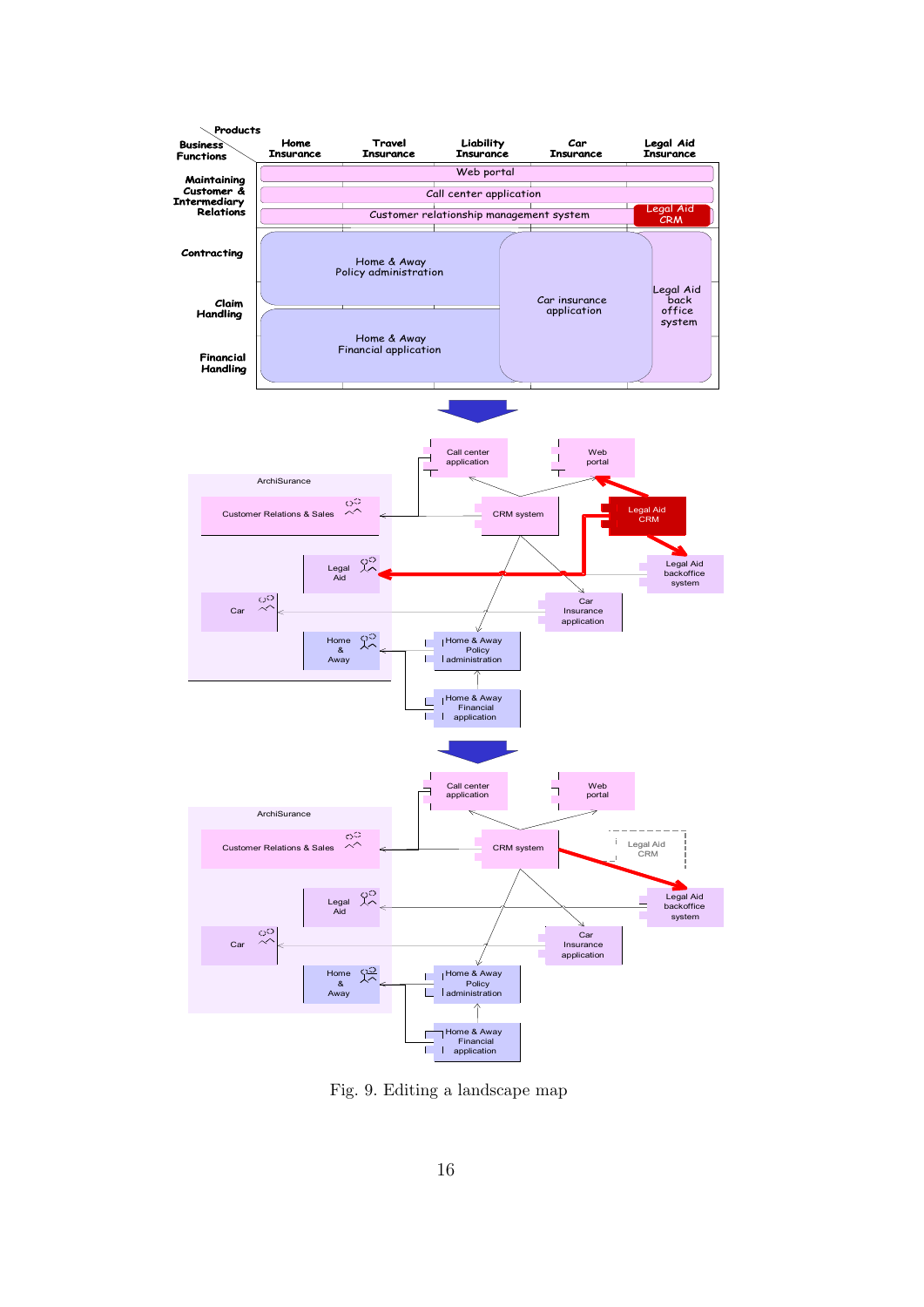Products
Business Functions
Home Insurance
Travel Insurance
Liability Insurance
Car Insurance
Legal Aid Insurance

Maintaining Customer & Intermediary Relations
Contracting
Claim Handling
Financial Handling

Web portal
Call center application
Customer relationship management system
Legal Aid CRM
Home & Away Policy administration
Car insurance application
Legal Aid back office system
Home & Away Financial application

Call center application
Web portal
ArchiSurance
Customer Relations & Sales
CRM system
Legal Aid CRM
Legal Aid
Legal Aid backoffice system
Car
Car Insurance application
Home & Away
Home & Away Policy administration
Home & Away Financial application

Call center application
Web portal
ArchiSurance
Customer Relations & Sales
CRM system
Legal Aid CRM
Legal Aid
Legal Aid backoffice system
Car
Car Insurance application
Home & Away
Home & Away Policy administration
Home & Away Financial application

Fig. 9. Editing a landscape map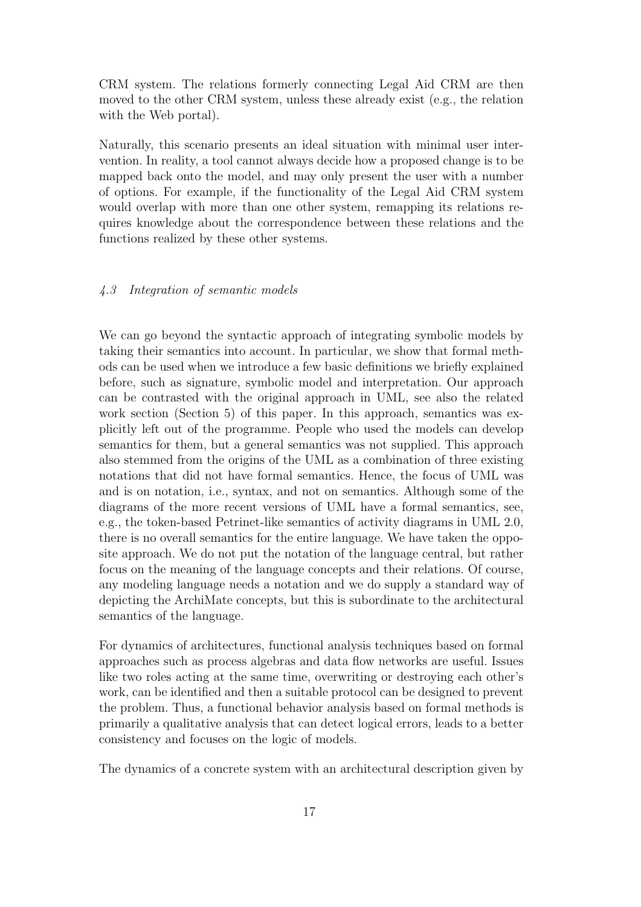CRM system. The relations formerly connecting Legal Aid CRM are then moved to the other CRM system, unless these already exist (e.g., the relation with the Web portal).

Naturally, this scenario presents an ideal situation with minimal user intervention. In reality, a tool cannot always decide how a proposed change is to be mapped back onto the model, and may only present the user with a number of options. For example, if the functionality of the Legal Aid CRM system would overlap with more than one other system, remapping its relations requires knowledge about the correspondence between these relations and the functions realized by these other systems.

### *4.3 Integration of semantic models*

We can go beyond the syntactic approach of integrating symbolic models by taking their semantics into account. In particular, we show that formal methods can be used when we introduce a few basic definitions we briefly explained before, such as signature, symbolic model and interpretation. Our approach can be contrasted with the original approach in UML, see also the related work section (Section 5) of this paper. In this approach, semantics was explicitly left out of the programme. People who used the models can develop semantics for them, but a general semantics was not supplied. This approach also stemmed from the origins of the UML as a combination of three existing notations that did not have formal semantics. Hence, the focus of UML was and is on notation, i.e., syntax, and not on semantics. Although some of the diagrams of the more recent versions of UML have a formal semantics, see, e.g., the token-based Petrinet-like semantics of activity diagrams in UML 2.0, there is no overall semantics for the entire language. We have taken the opposite approach. We do not put the notation of the language central, but rather focus on the meaning of the language concepts and their relations. Of course, any modeling language needs a notation and we do supply a standard way of depicting the ArchiMate concepts, but this is subordinate to the architectural semantics of the language.

For dynamics of architectures, functional analysis techniques based on formal approaches such as process algebras and data flow networks are useful. Issues like two roles acting at the same time, overwriting or destroying each other's work, can be identified and then a suitable protocol can be designed to prevent the problem. Thus, a functional behavior analysis based on formal methods is primarily a qualitative analysis that can detect logical errors, leads to a better consistency and focuses on the logic of models.

The dynamics of a concrete system with an architectural description given by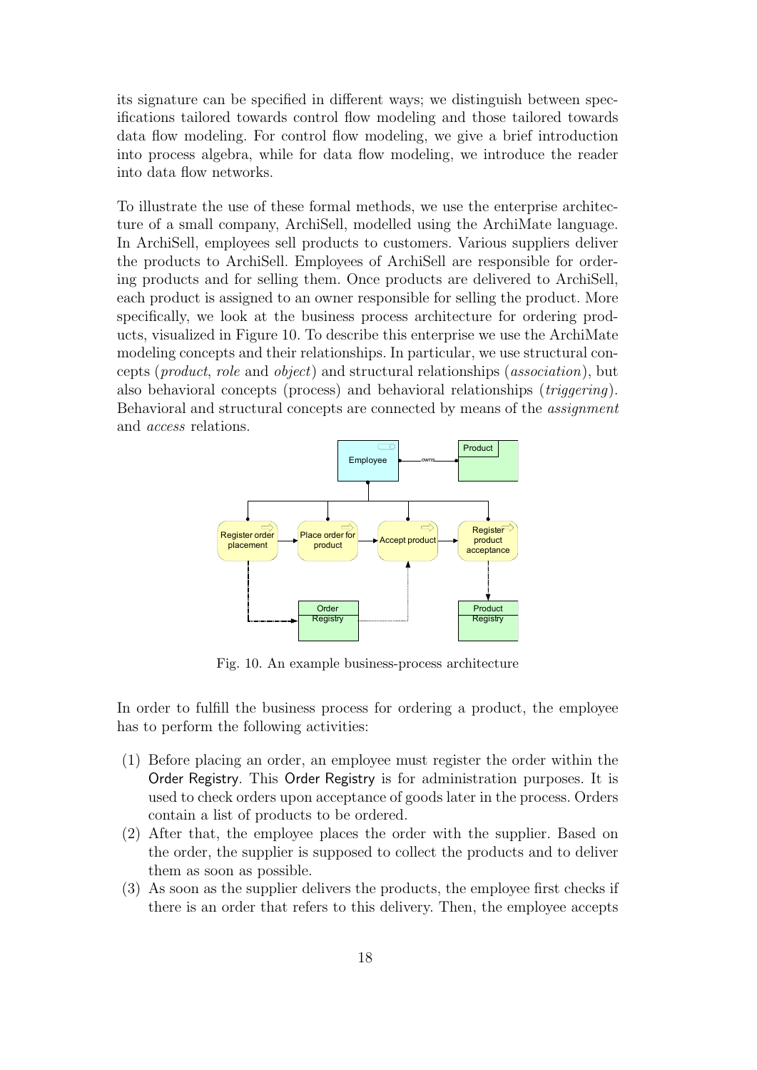its signature can be specified in different ways; we distinguish between specifications tailored towards control flow modeling and those tailored towards data flow modeling. For control flow modeling, we give a brief introduction into process algebra, while for data flow modeling, we introduce the reader into data flow networks.

To illustrate the use of these formal methods, we use the enterprise architecture of a small company, ArchiSell, modelled using the ArchiMate language. In ArchiSell, employees sell products to customers. Various suppliers deliver the products to ArchiSell. Employees of ArchiSell are responsible for ordering products and for selling them. Once products are delivered to ArchiSell, each product is assigned to an owner responsible for selling the product. More specifically, we look at the business process architecture for ordering products, visualized in Figure 10. To describe this enterprise we use the ArchiMate modeling concepts and their relationships. In particular, we use structural concepts (*product*, *role* and *object*) and structural relationships (*association*), but also behavioral concepts (process) and behavioral relationships (*triggering*). Behavioral and structural concepts are connected by means of the *assignment* and *access* relations.

Employee
owns
Product
Register order placement
Place order for product
Accept product
Register product acceptance
Order Registry
Product Registry

Fig. 10. An example business-process architecture

In order to fulfill the business process for ordering a product, the employee has to perform the following activities:

(1) Before placing an order, an employee must register the order within the Order Registry. This Order Registry is for administration purposes. It is used to check orders upon acceptance of goods later in the process. Orders contain a list of products to be ordered.
(2) After that, the employee places the order with the supplier. Based on the order, the supplier is supposed to collect the products and to deliver them as soon as possible.
(3) As soon as the supplier delivers the products, the employee first checks if there is an order that refers to this delivery. Then, the employee accepts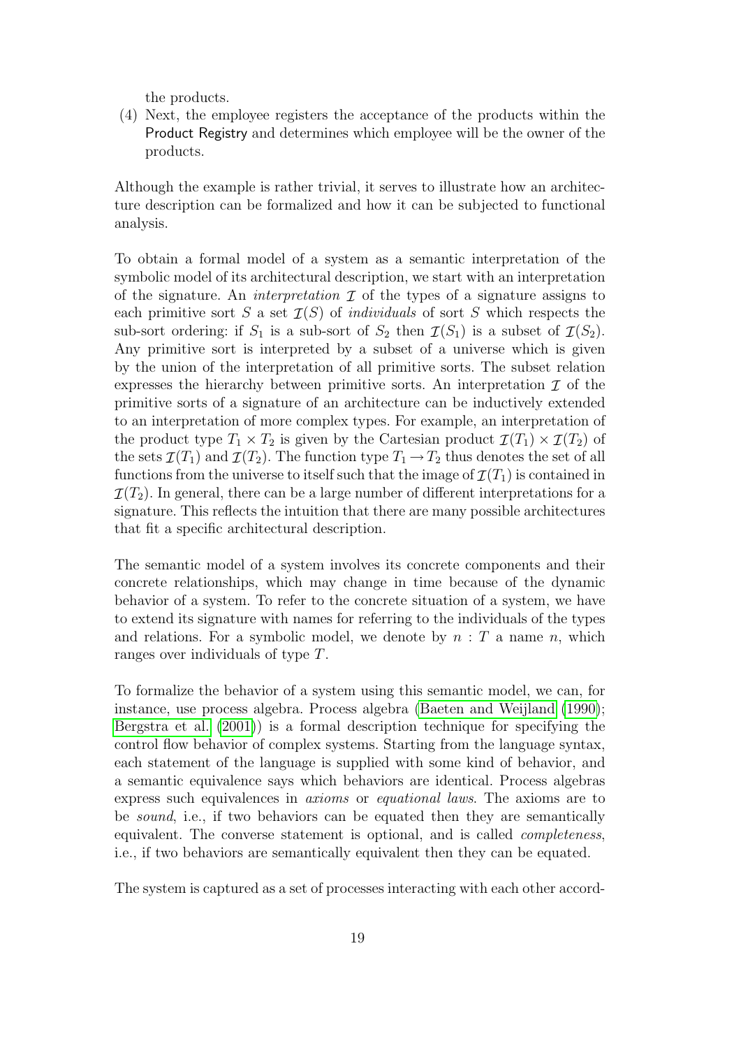the products.

(4) Next, the employee registers the acceptance of the products within the Product Registry and determines which employee will be the owner of the products.

Although the example is rather trivial, it serves to illustrate how an architecture description can be formalized and how it can be subjected to functional analysis.

To obtain a formal model of a system as a semantic interpretation of the symbolic model of its architectural description, we start with an interpretation of the signature. An *interpretation* $\mathcal{I}$ of the types of a signature assigns to each primitive sort $S$ a set $\mathcal{I}(S)$ of *individuals* of sort $S$ which respects the sub-sort ordering: if $S_1$ is a sub-sort of $S_2$ then $\mathcal{I}(S_1)$ is a subset of $\mathcal{I}(S_2)$. Any primitive sort is interpreted by a subset of a universe which is given by the union of the interpretation of all primitive sorts. The subset relation expresses the hierarchy between primitive sorts. An interpretation $\mathcal{I}$ of the primitive sorts of a signature of an architecture can be inductively extended to an interpretation of more complex types. For example, an interpretation of the product type $T_1 \times T_2$ is given by the Cartesian product $\mathcal{I}(T_1) \times \mathcal{I}(T_2)$ of the sets $\mathcal{I}(T_1)$ and $\mathcal{I}(T_2)$. The function type $T_1 \rightarrow T_2$ thus denotes the set of all functions from the universe to itself such that the image of $\mathcal{I}(T_1)$ is contained in $\mathcal{I}(T_2)$. In general, there can be a large number of different interpretations for a signature. This reflects the intuition that there are many possible architectures that fit a specific architectural description.

The semantic model of a system involves its concrete components and their concrete relationships, which may change in time because of the dynamic behavior of a system. To refer to the concrete situation of a system, we have to extend its signature with names for referring to the individuals of the types and relations. For a symbolic model, we denote by $n : T$ a name $n$, which ranges over individuals of type $T$.

To formalize the behavior of a system using this semantic model, we can, for instance, use process algebra. Process algebra (Baeten and Weijland (1990); Bergstra et al. (2001)) is a formal description technique for specifying the control flow behavior of complex systems. Starting from the language syntax, each statement of the language is supplied with some kind of behavior, and a semantic equivalence says which behaviors are identical. Process algebras express such equivalences in *axioms* or *equational laws*. The axioms are to be *sound*, i.e., if two behaviors can be equated then they are semantically equivalent. The converse statement is optional, and is called *completeness*, i.e., if two behaviors are semantically equivalent then they can be equated.

The system is captured as a set of processes interacting with each other accord-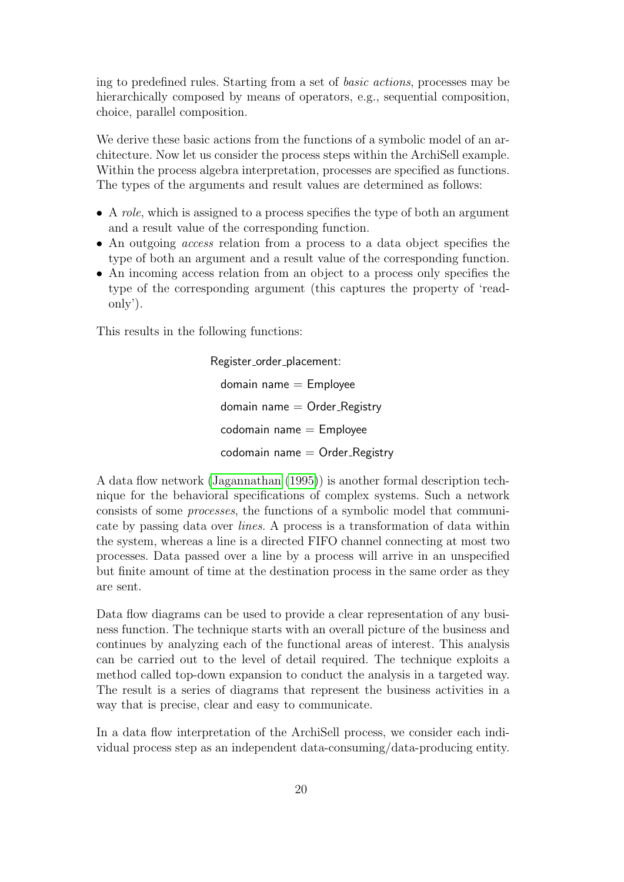ing to predefined rules. Starting from a set of *basic actions*, processes may be hierarchically composed by means of operators, e.g., sequential composition, choice, parallel composition.

We derive these basic actions from the functions of a symbolic model of an architecture. Now let us consider the process steps within the ArchiSell example. Within the process algebra interpretation, processes are specified as functions. The types of the arguments and result values are determined as follows:

- A *role*, which is assigned to a process specifies the type of both an argument and a result value of the corresponding function.
- An outgoing *access* relation from a process to a data object specifies the type of both an argument and a result value of the corresponding function.
- An incoming access relation from an object to a process only specifies the type of the corresponding argument (this captures the property of 'read-only').

This results in the following functions:

Register_order_placement:

domain name = Employee

domain name = Order_Registry

codomain name = Employee

codomain name = Order_Registry

A data flow network (Jagannathan (1995)) is another formal description technique for the behavioral specifications of complex systems. Such a network consists of some *processes*, the functions of a symbolic model that communicate by passing data over *lines*. A process is a transformation of data within the system, whereas a line is a directed FIFO channel connecting at most two processes. Data passed over a line by a process will arrive in an unspecified but finite amount of time at the destination process in the same order as they are sent.

Data flow diagrams can be used to provide a clear representation of any business function. The technique starts with an overall picture of the business and continues by analyzing each of the functional areas of interest. This analysis can be carried out to the level of detail required. The technique exploits a method called top-down expansion to conduct the analysis in a targeted way. The result is a series of diagrams that represent the business activities in a way that is precise, clear and easy to communicate.

In a data flow interpretation of the ArchiSell process, we consider each individual process step as an independent data-consuming/data-producing entity.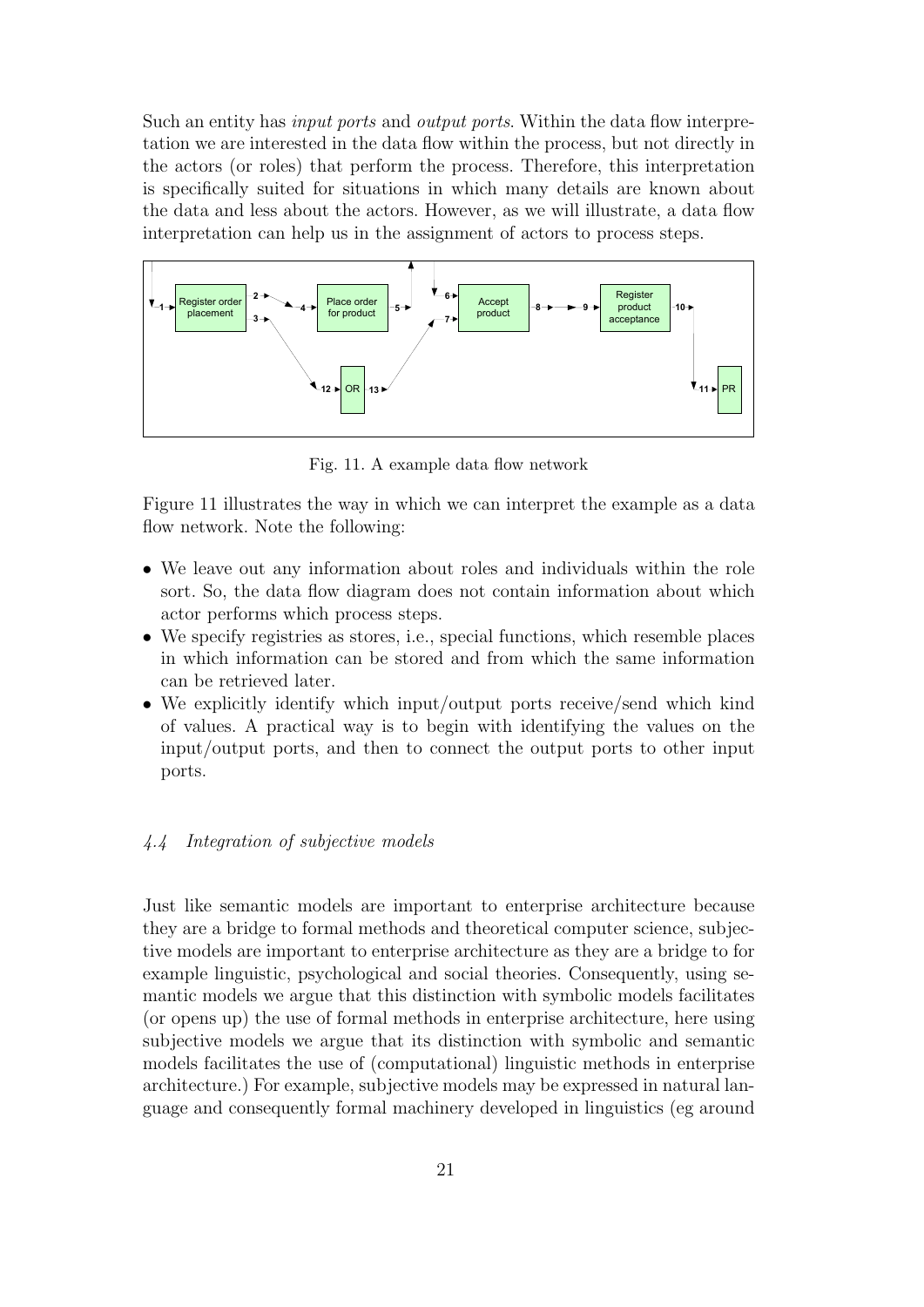Such an entity has *input ports* and *output ports*. Within the data flow interpretation we are interested in the data flow within the process, but not directly in the actors (or roles) that perform the process. Therefore, this interpretation is specifically suited for situations in which many details are known about the data and less about the actors. However, as we will illustrate, a data flow interpretation can help us in the assignment of actors to process steps.

1
Register order placement
2
3
4
Place order for product
5
6
7
Accept product
8
9
Register product acceptance
10
12
OR
13
11
PR

Fig. 11. A example data flow network

Figure 11 illustrates the way in which we can interpret the example as a data flow network. Note the following:

- We leave out any information about roles and individuals within the role sort. So, the data flow diagram does not contain information about which actor performs which process steps.
- We specify registries as stores, i.e., special functions, which resemble places in which information can be stored and from which the same information can be retrieved later.
- We explicitly identify which input/output ports receive/send which kind of values. A practical way is to begin with identifying the values on the input/output ports, and then to connect the output ports to other input ports.

### *4.4 Integration of subjective models*

Just like semantic models are important to enterprise architecture because they are a bridge to formal methods and theoretical computer science, subjective models are important to enterprise architecture as they are a bridge to for example linguistic, psychological and social theories. Consequently, using semantic models we argue that this distinction with symbolic models facilitates (or opens up) the use of formal methods in enterprise architecture, here using subjective models we argue that its distinction with symbolic and semantic models facilitates the use of (computational) linguistic methods in enterprise architecture.) For example, subjective models may be expressed in natural language and consequently formal machinery developed in linguistics (eg around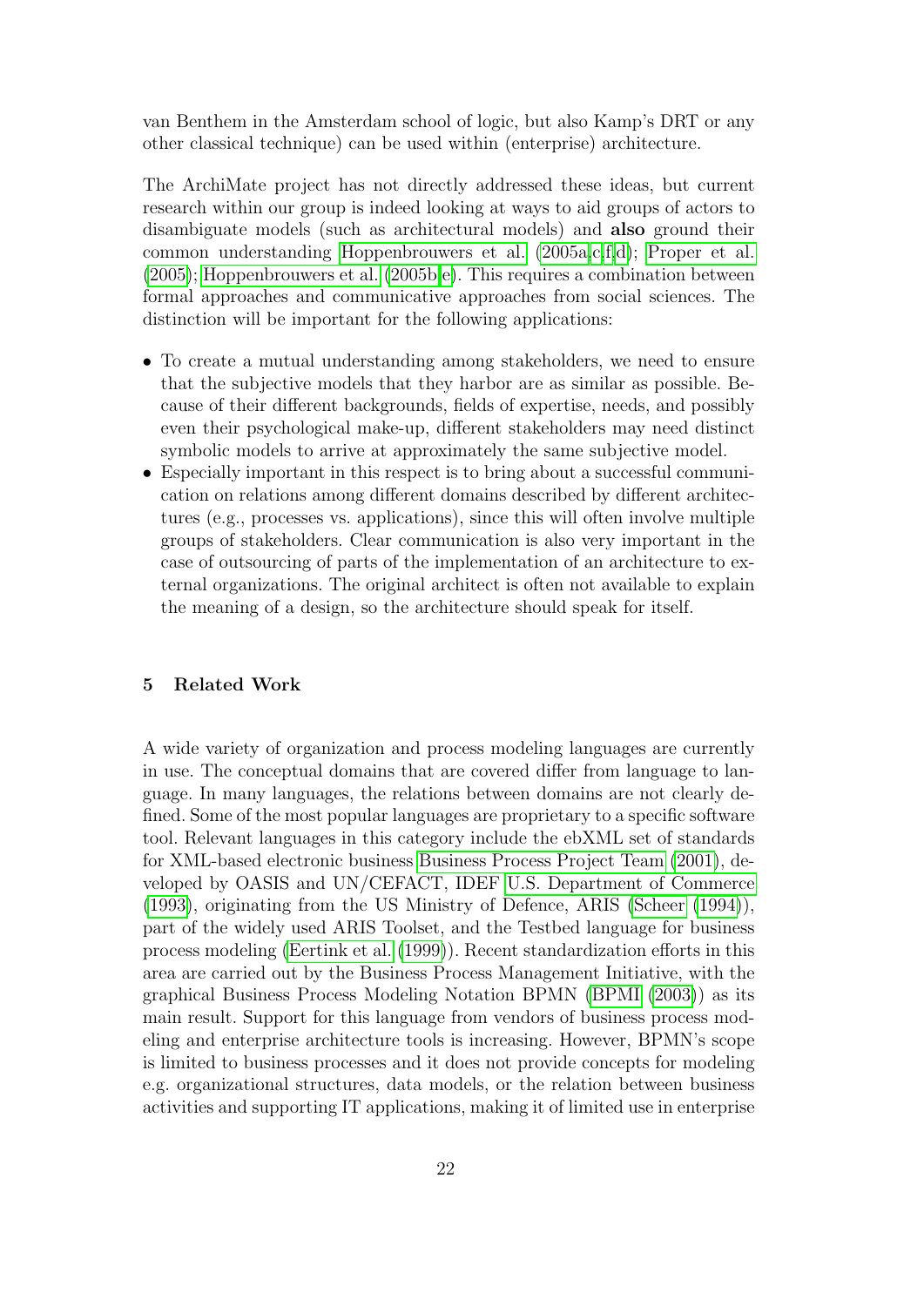van Benthem in the Amsterdam school of logic, but also Kamp's DRT or any other classical technique) can be used within (enterprise) architecture.

The ArchiMate project has not directly addressed these ideas, but current research within our group is indeed looking at ways to aid groups of actors to disambiguate models (such as architectural models) and **also** ground their common understanding Hoppenbrouwers et al. (2005a,c,f,d); Proper et al. (2005); Hoppenbrouwers et al. (2005b,e). This requires a combination between formal approaches and communicative approaches from social sciences. The distinction will be important for the following applications:

- To create a mutual understanding among stakeholders, we need to ensure that the subjective models that they harbor are as similar as possible. Because of their different backgrounds, fields of expertise, needs, and possibly even their psychological make-up, different stakeholders may need distinct symbolic models to arrive at approximately the same subjective model.
- Especially important in this respect is to bring about a successful communication on relations among different domains described by different architectures (e.g., processes vs. applications), since this will often involve multiple groups of stakeholders. Clear communication is also very important in the case of outsourcing of parts of the implementation of an architecture to external organizations. The original architect is often not available to explain the meaning of a design, so the architecture should speak for itself.

## 5 Related Work

A wide variety of organization and process modeling languages are currently in use. The conceptual domains that are covered differ from language to language. In many languages, the relations between domains are not clearly defined. Some of the most popular languages are proprietary to a specific software tool. Relevant languages in this category include the ebXML set of standards for XML-based electronic business Business Process Project Team (2001), developed by OASIS and UN/CEFACT, IDEF U.S. Department of Commerce (1993), originating from the US Ministry of Defence, ARIS (Scheer (1994)), part of the widely used ARIS Toolset, and the Testbed language for business process modeling (Eertink et al. (1999)). Recent standardization efforts in this area are carried out by the Business Process Management Initiative, with the graphical Business Process Modeling Notation BPMN (BPMI (2003)) as its main result. Support for this language from vendors of business process modeling and enterprise architecture tools is increasing. However, BPMN's scope is limited to business processes and it does not provide concepts for modeling e.g. organizational structures, data models, or the relation between business activities and supporting IT applications, making it of limited use in enterprise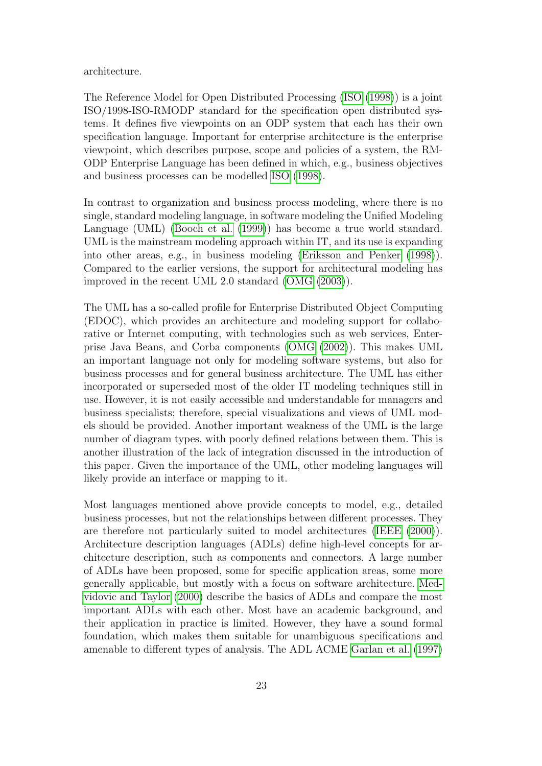architecture.

The Reference Model for Open Distributed Processing (ISO (1998)) is a joint ISO/1998-ISO-RMODP standard for the specification open distributed systems. It defines five viewpoints on an ODP system that each has their own specification language. Important for enterprise architecture is the enterprise viewpoint, which describes purpose, scope and policies of a system, the RM-ODP Enterprise Language has been defined in which, e.g., business objectives and business processes can be modelled ISO (1998).

In contrast to organization and business process modeling, where there is no single, standard modeling language, in software modeling the Unified Modeling Language (UML) (Booch et al. (1999)) has become a true world standard. UML is the mainstream modeling approach within IT, and its use is expanding into other areas, e.g., in business modeling (Eriksson and Penker (1998)). Compared to the earlier versions, the support for architectural modeling has improved in the recent UML 2.0 standard (OMG (2003)).

The UML has a so-called profile for Enterprise Distributed Object Computing (EDOC), which provides an architecture and modeling support for collaborative or Internet computing, with technologies such as web services, Enterprise Java Beans, and Corba components (OMG (2002)). This makes UML an important language not only for modeling software systems, but also for business processes and for general business architecture. The UML has either incorporated or superseded most of the older IT modeling techniques still in use. However, it is not easily accessible and understandable for managers and business specialists; therefore, special visualizations and views of UML models should be provided. Another important weakness of the UML is the large number of diagram types, with poorly defined relations between them. This is another illustration of the lack of integration discussed in the introduction of this paper. Given the importance of the UML, other modeling languages will likely provide an interface or mapping to it.

Most languages mentioned above provide concepts to model, e.g., detailed business processes, but not the relationships between different processes. They are therefore not particularly suited to model architectures (IEEE (2000)). Architecture description languages (ADLs) define high-level concepts for architecture description, such as components and connectors. A large number of ADLs have been proposed, some for specific application areas, some more generally applicable, but mostly with a focus on software architecture. Medvidovic and Taylor (2000) describe the basics of ADLs and compare the most important ADLs with each other. Most have an academic background, and their application in practice is limited. However, they have a sound formal foundation, which makes them suitable for unambiguous specifications and amenable to different types of analysis. The ADL ACME Garlan et al. (1997)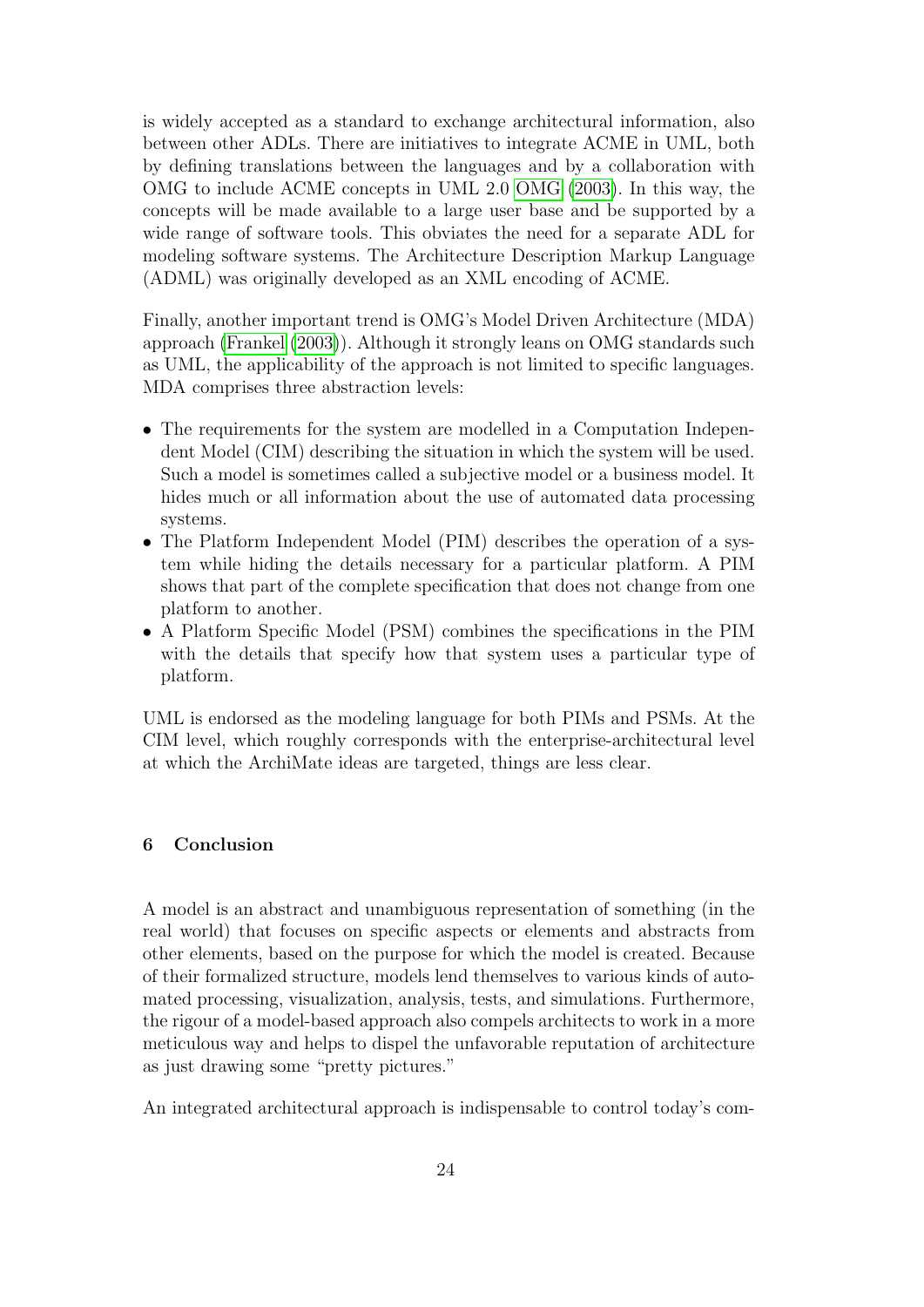is widely accepted as a standard to exchange architectural information, also between other ADLs. There are initiatives to integrate ACME in UML, both by defining translations between the languages and by a collaboration with OMG to include ACME concepts in UML 2.0 OMG (2003). In this way, the concepts will be made available to a large user base and be supported by a wide range of software tools. This obviates the need for a separate ADL for modeling software systems. The Architecture Description Markup Language (ADML) was originally developed as an XML encoding of ACME.

Finally, another important trend is OMG's Model Driven Architecture (MDA) approach (Frankel (2003)). Although it strongly leans on OMG standards such as UML, the applicability of the approach is not limited to specific languages. MDA comprises three abstraction levels:

- The requirements for the system are modelled in a Computation Independent Model (CIM) describing the situation in which the system will be used. Such a model is sometimes called a subjective model or a business model. It hides much or all information about the use of automated data processing systems.
- The Platform Independent Model (PIM) describes the operation of a system while hiding the details necessary for a particular platform. A PIM shows that part of the complete specification that does not change from one platform to another.
- A Platform Specific Model (PSM) combines the specifications in the PIM with the details that specify how that system uses a particular type of platform.

UML is endorsed as the modeling language for both PIMs and PSMs. At the CIM level, which roughly corresponds with the enterprise-architectural level at which the ArchiMate ideas are targeted, things are less clear.

## 6 Conclusion

A model is an abstract and unambiguous representation of something (in the real world) that focuses on specific aspects or elements and abstracts from other elements, based on the purpose for which the model is created. Because of their formalized structure, models lend themselves to various kinds of automated processing, visualization, analysis, tests, and simulations. Furthermore, the rigour of a model-based approach also compels architects to work in a more meticulous way and helps to dispel the unfavorable reputation of architecture as just drawing some "pretty pictures."

An integrated architectural approach is indispensable to control today's com-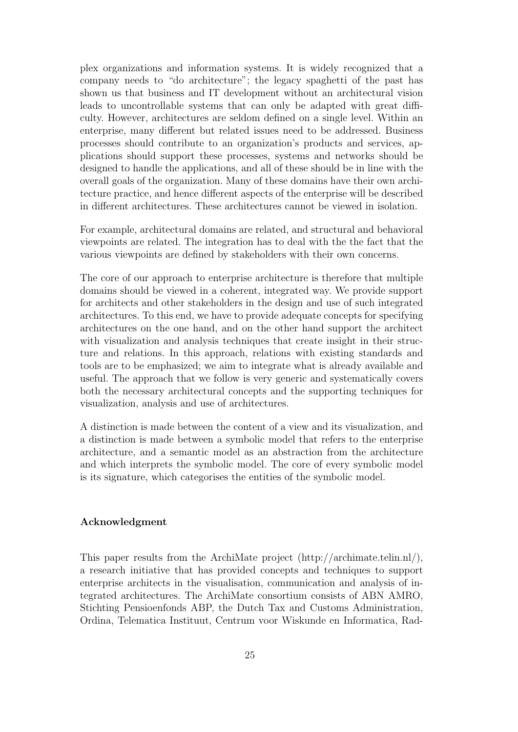plex organizations and information systems. It is widely recognized that a company needs to "do architecture"; the legacy spaghetti of the past has shown us that business and IT development without an architectural vision leads to uncontrollable systems that can only be adapted with great difficulty. However, architectures are seldom defined on a single level. Within an enterprise, many different but related issues need to be addressed. Business processes should contribute to an organization's products and services, applications should support these processes, systems and networks should be designed to handle the applications, and all of these should be in line with the overall goals of the organization. Many of these domains have their own architecture practice, and hence different aspects of the enterprise will be described in different architectures. These architectures cannot be viewed in isolation.

For example, architectural domains are related, and structural and behavioral viewpoints are related. The integration has to deal with the the fact that the various viewpoints are defined by stakeholders with their own concerns.

The core of our approach to enterprise architecture is therefore that multiple domains should be viewed in a coherent, integrated way. We provide support for architects and other stakeholders in the design and use of such integrated architectures. To this end, we have to provide adequate concepts for specifying architectures on the one hand, and on the other hand support the architect with visualization and analysis techniques that create insight in their structure and relations. In this approach, relations with existing standards and tools are to be emphasized; we aim to integrate what is already available and useful. The approach that we follow is very generic and systematically covers both the necessary architectural concepts and the supporting techniques for visualization, analysis and use of architectures.

A distinction is made between the content of a view and its visualization, and a distinction is made between a symbolic model that refers to the enterprise architecture, and a semantic model as an abstraction from the architecture and which interprets the symbolic model. The core of every symbolic model is its signature, which categorises the entities of the symbolic model.

### Acknowledgment

This paper results from the ArchiMate project (http://archimate.telin.nl/), a research initiative that has provided concepts and techniques to support enterprise architects in the visualisation, communication and analysis of integrated architectures. The ArchiMate consortium consists of ABN AMRO, Stichting Pensioenfonds ABP, the Dutch Tax and Customs Administration, Ordina, Telematica Instituut, Centrum voor Wiskunde en Informatica, Rad-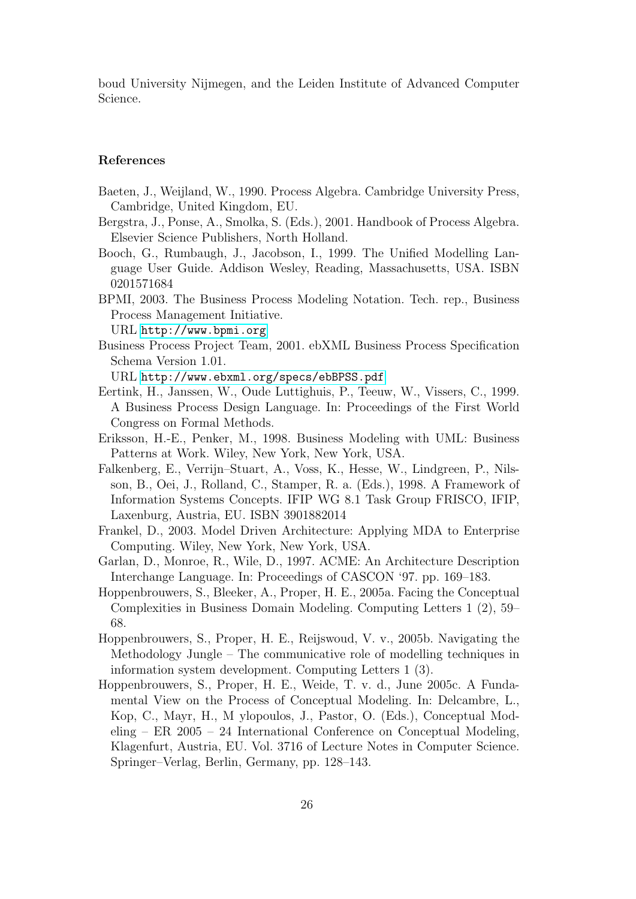boud University Nijmegen, and the Leiden Institute of Advanced Computer Science.

## References

Baeten, J., Weijland, W., 1990. Process Algebra. Cambridge University Press, Cambridge, United Kingdom, EU.

Bergstra, J., Ponse, A., Smolka, S. (Eds.), 2001. Handbook of Process Algebra. Elsevier Science Publishers, North Holland.

Booch, G., Rumbaugh, J., Jacobson, I., 1999. The Unified Modelling Language User Guide. Addison Wesley, Reading, Massachusetts, USA. ISBN 0201571684

BPMI, 2003. The Business Process Modeling Notation. Tech. rep., Business Process Management Initiative.
URL http://www.bpmi.org

Business Process Project Team, 2001. ebXML Business Process Specification Schema Version 1.01.
URL http://www.ebxml.org/specs/ebBPSS.pdf

Eertink, H., Janssen, W., Oude Luttighuis, P., Teeuw, W., Vissers, C., 1999. A Business Process Design Language. In: Proceedings of the First World Congress on Formal Methods.

Eriksson, H.-E., Penker, M., 1998. Business Modeling with UML: Business Patterns at Work. Wiley, New York, New York, USA.

Falkenberg, E., Verrijn–Stuart, A., Voss, K., Hesse, W., Lindgreen, P., Nilsson, B., Oei, J., Rolland, C., Stamper, R. a. (Eds.), 1998. A Framework of Information Systems Concepts. IFIP WG 8.1 Task Group FRISCO, IFIP, Laxenburg, Austria, EU. ISBN 3901882014

Frankel, D., 2003. Model Driven Architecture: Applying MDA to Enterprise Computing. Wiley, New York, New York, USA.

Garlan, D., Monroe, R., Wile, D., 1997. ACME: An Architecture Description Interchange Language. In: Proceedings of CASCON '97. pp. 169–183.

Hoppenbrouwers, S., Bleeker, A., Proper, H. E., 2005a. Facing the Conceptual Complexities in Business Domain Modeling. Computing Letters 1 (2), 59–68.

Hoppenbrouwers, S., Proper, H. E., Reijswoud, V. v., 2005b. Navigating the Methodology Jungle – The communicative role of modelling techniques in information system development. Computing Letters 1 (3).

Hoppenbrouwers, S., Proper, H. E., Weide, T. v. d., June 2005c. A Fundamental View on the Process of Conceptual Modeling. In: Delcambre, L., Kop, C., Mayr, H., M ylopoulos, J., Pastor, O. (Eds.), Conceptual Modeling – ER 2005 – 24 International Conference on Conceptual Modeling, Klagenfurt, Austria, EU. Vol. 3716 of Lecture Notes in Computer Science. Springer–Verlag, Berlin, Germany, pp. 128–143.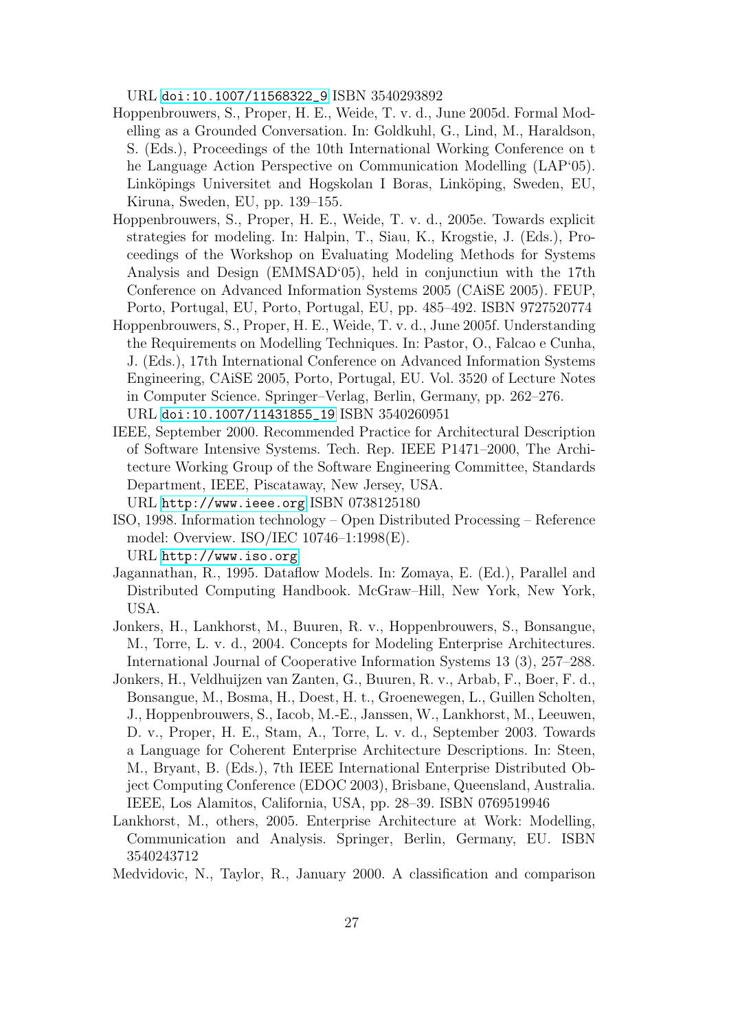URL doi:10.1007/11568322_9 ISBN 3540293892

Hoppenbrouwers, S., Proper, H. E., Weide, T. v. d., June 2005d. Formal Modelling as a Grounded Conversation. In: Goldkuhl, G., Lind, M., Haraldson, S. (Eds.), Proceedings of the 10th International Working Conference on t he Language Action Perspective on Communication Modelling (LAP'05). Linköpings Universitet and Hogskolan I Boras, Linköping, Sweden, EU, Kiruna, Sweden, EU, pp. 139–155.

Hoppenbrouwers, S., Proper, H. E., Weide, T. v. d., 2005e. Towards explicit strategies for modeling. In: Halpin, T., Siau, K., Krogstie, J. (Eds.), Proceedings of the Workshop on Evaluating Modeling Methods for Systems Analysis and Design (EMMSAD'05), held in conjunctiun with the 17th Conference on Advanced Information Systems 2005 (CAiSE 2005). FEUP, Porto, Portugal, EU, Porto, Portugal, EU, pp. 485–492. ISBN 9727520774

Hoppenbrouwers, S., Proper, H. E., Weide, T. v. d., June 2005f. Understanding the Requirements on Modelling Techniques. In: Pastor, O., Falcao e Cunha, J. (Eds.), 17th International Conference on Advanced Information Systems Engineering, CAiSE 2005, Porto, Portugal, EU. Vol. 3520 of Lecture Notes in Computer Science. Springer–Verlag, Berlin, Germany, pp. 262–276. URL doi:10.1007/11431855_19 ISBN 3540260951

IEEE, September 2000. Recommended Practice for Architectural Description of Software Intensive Systems. Tech. Rep. IEEE P1471–2000, The Architecture Working Group of the Software Engineering Committee, Standards Department, IEEE, Piscataway, New Jersey, USA. URL http://www.ieee.org ISBN 0738125180

ISO, 1998. Information technology – Open Distributed Processing – Reference model: Overview. ISO/IEC 10746–1:1998(E). URL http://www.iso.org

Jagannathan, R., 1995. Dataflow Models. In: Zomaya, E. (Ed.), Parallel and Distributed Computing Handbook. McGraw–Hill, New York, New York, USA.

Jonkers, H., Lankhorst, M., Buuren, R. v., Hoppenbrouwers, S., Bonsangue, M., Torre, L. v. d., 2004. Concepts for Modeling Enterprise Architectures. International Journal of Cooperative Information Systems 13 (3), 257–288.

Jonkers, H., Veldhuijzen van Zanten, G., Buuren, R. v., Arbab, F., Boer, F. d., Bonsangue, M., Bosma, H., Doest, H. t., Groenewegen, L., Guillen Scholten, J., Hoppenbrouwers, S., Iacob, M.-E., Janssen, W., Lankhorst, M., Leeuwen, D. v., Proper, H. E., Stam, A., Torre, L. v. d., September 2003. Towards a Language for Coherent Enterprise Architecture Descriptions. In: Steen, M., Bryant, B. (Eds.), 7th IEEE International Enterprise Distributed Object Computing Conference (EDOC 2003), Brisbane, Queensland, Australia. IEEE, Los Alamitos, California, USA, pp. 28–39. ISBN 0769519946

Lankhorst, M., others, 2005. Enterprise Architecture at Work: Modelling, Communication and Analysis. Springer, Berlin, Germany, EU. ISBN 3540243712

Medvidovic, N., Taylor, R., January 2000. A classification and comparison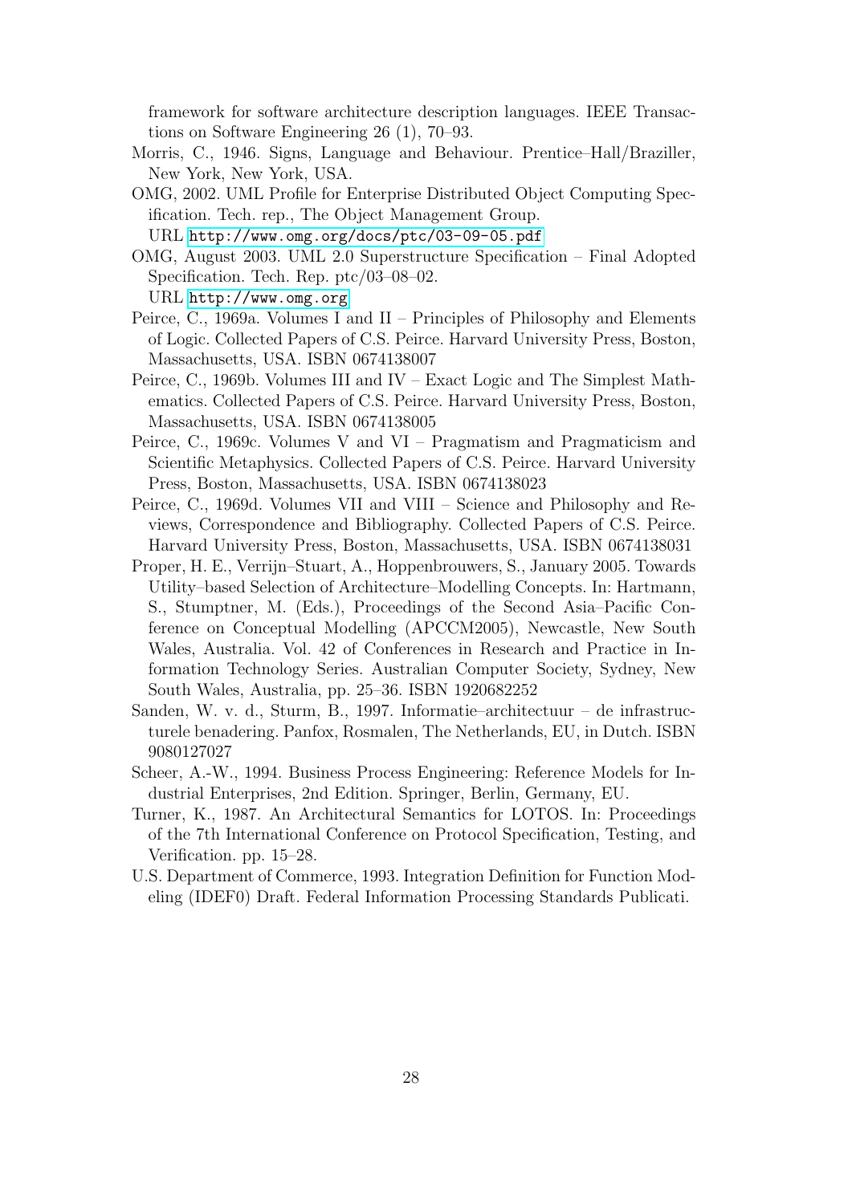framework for software architecture description languages. IEEE Transactions on Software Engineering 26 (1), 70–93.

Morris, C., 1946. Signs, Language and Behaviour. Prentice–Hall/Braziller, New York, New York, USA.

OMG, 2002. UML Profile for Enterprise Distributed Object Computing Specification. Tech. rep., The Object Management Group.
URL http://www.omg.org/docs/ptc/03-09-05.pdf

OMG, August 2003. UML 2.0 Superstructure Specification – Final Adopted Specification. Tech. Rep. ptc/03–08–02.
URL http://www.omg.org

Peirce, C., 1969a. Volumes I and II – Principles of Philosophy and Elements of Logic. Collected Papers of C.S. Peirce. Harvard University Press, Boston, Massachusetts, USA. ISBN 0674138007

Peirce, C., 1969b. Volumes III and IV – Exact Logic and The Simplest Mathematics. Collected Papers of C.S. Peirce. Harvard University Press, Boston, Massachusetts, USA. ISBN 0674138005

Peirce, C., 1969c. Volumes V and VI – Pragmatism and Pragmaticism and Scientific Metaphysics. Collected Papers of C.S. Peirce. Harvard University Press, Boston, Massachusetts, USA. ISBN 0674138023

Peirce, C., 1969d. Volumes VII and VIII – Science and Philosophy and Reviews, Correspondence and Bibliography. Collected Papers of C.S. Peirce. Harvard University Press, Boston, Massachusetts, USA. ISBN 0674138031

Proper, H. E., Verrijn–Stuart, A., Hoppenbrouwers, S., January 2005. Towards Utility–based Selection of Architecture–Modelling Concepts. In: Hartmann, S., Stumptner, M. (Eds.), Proceedings of the Second Asia–Pacific Conference on Conceptual Modelling (APCCM2005), Newcastle, New South Wales, Australia. Vol. 42 of Conferences in Research and Practice in Information Technology Series. Australian Computer Society, Sydney, New South Wales, Australia, pp. 25–36. ISBN 1920682252

Sanden, W. v. d., Sturm, B., 1997. Informatie–architectuur – de infrastructurele benadering. Panfox, Rosmalen, The Netherlands, EU, in Dutch. ISBN 9080127027

Scheer, A.-W., 1994. Business Process Engineering: Reference Models for Industrial Enterprises, 2nd Edition. Springer, Berlin, Germany, EU.

Turner, K., 1987. An Architectural Semantics for LOTOS. In: Proceedings of the 7th International Conference on Protocol Specification, Testing, and Verification. pp. 15–28.

U.S. Department of Commerce, 1993. Integration Definition for Function Modeling (IDEF0) Draft. Federal Information Processing Standards Publicati.